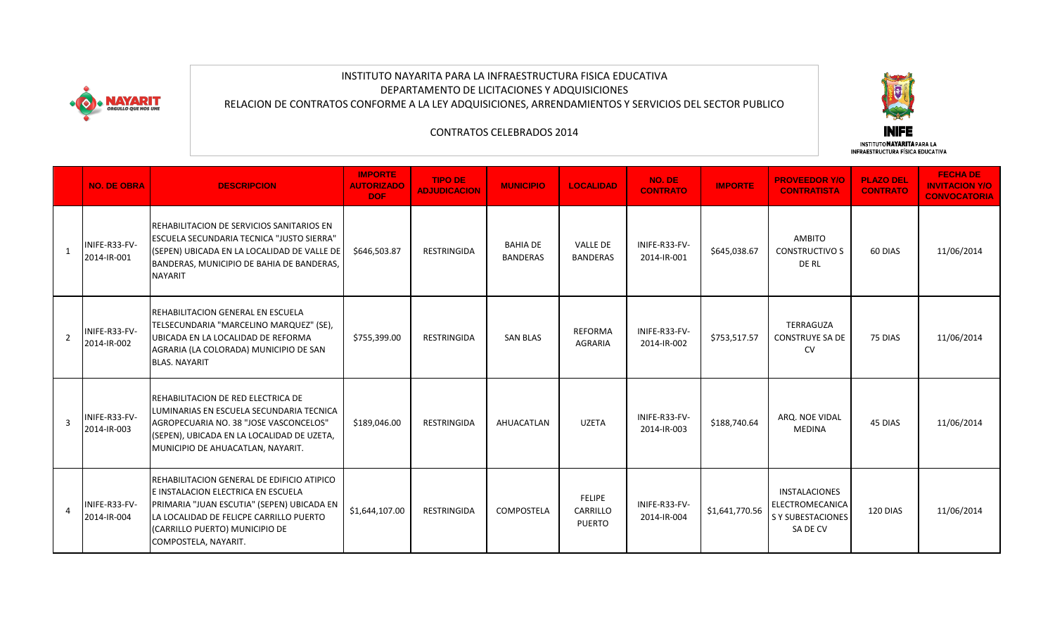INSTITUTO NAYARITA PARA LA INFRAESTRUCTURA FISICA EDUCATIVA
DEPARTAMENTO DE LICITACIONES Y ADQUISICIONES
RELACION DE CONTRATOS CONFORME A LA LEY ADQUISICIONES, ARRENDAMIENTOS Y SERVICIOS DEL SECTOR PUBLICO

CONTRATOS CELEBRADOS 2014

INIFE
INSTITUTO NAYARITA PARA LA INFRAESTRUCTURA FÍSICA EDUCATIVA

| | NO. DE OBRA | DESCRIPCION | IMPORTE AUTORIZADO DOF | TIPO DE ADJUDICACION | MUNICIPIO | LOCALIDAD | NO. DE CONTRATO | IMPORTE | PROVEEDOR Y/O CONTRATISTA | PLAZO DEL CONTRATO | FECHA DE INVITACION Y/O CONVOCATORIA |
|---|---|---|---|---|---|---|---|---|---|---|---|
| 1 | INIFE-R33-FV-2014-IR-001 | REHABILITACION DE SERVICIOS SANITARIOS EN ESCUELA SECUNDARIA TECNICA "JUSTO SIERRA" (SEPEN) UBICADA EN LA LOCALIDAD DE VALLE DE BANDERAS, MUNICIPIO DE BAHIA DE BANDERAS, NAYARIT | $646,503.87 | RESTRINGIDA | BAHIA DE BANDERAS | VALLE DE BANDERAS | INIFE-R33-FV-2014-IR-001 | $645,038.67 | AMBITO CONSTRUCTIVO S DE RL | 60 DIAS | 11/06/2014 |
| 2 | INIFE-R33-FV-2014-IR-002 | REHABILITACION GENERAL EN ESCUELA TELSECUNDARIA "MARCELINO MARQUEZ" (SE), UBICADA EN LA LOCALIDAD DE REFORMA AGRARIA (LA COLORADA) MUNICIPIO DE SAN BLAS. NAYARIT | $755,399.00 | RESTRINGIDA | SAN BLAS | REFORMA AGRARIA | INIFE-R33-FV-2014-IR-002 | $753,517.57 | TERRAGUZA CONSTRUYE SA DE CV | 75 DIAS | 11/06/2014 |
| 3 | INIFE-R33-FV-2014-IR-003 | REHABILITACION DE RED ELECTRICA DE LUMINARIAS EN ESCUELA SECUNDARIA TECNICA AGROPECUARIA NO. 38 "JOSE VASCONCELOS" (SEPEN), UBICADA EN LA LOCALIDAD DE UZETA, MUNICIPIO DE AHUACATLAN, NAYARIT. | $189,046.00 | RESTRINGIDA | AHUACATLAN | UZETA | INIFE-R33-FV-2014-IR-003 | $188,740.64 | ARQ. NOE VIDAL MEDINA | 45 DIAS | 11/06/2014 |
| 4 | INIFE-R33-FV-2014-IR-004 | REHABILITACION GENERAL DE EDIFICIO ATIPICO E INSTALACION ELECTRICA EN ESCUELA PRIMARIA "JUAN ESCUTIA" (SEPEN) UBICADA EN LA LOCALIDAD DE FELICPE CARRILLO PUERTO (CARRILLO PUERTO) MUNICIPIO DE COMPOSTELA, NAYARIT. | $1,644,107.00 | RESTRINGIDA | COMPOSTELA | FELIPE CARRILLO PUERTO | INIFE-R33-FV-2014-IR-004 | $1,641,770.56 | INSTALACIONES ELECTROMECANICAS Y SUBESTACIONES SA DE CV | 120 DIAS | 11/06/2014 |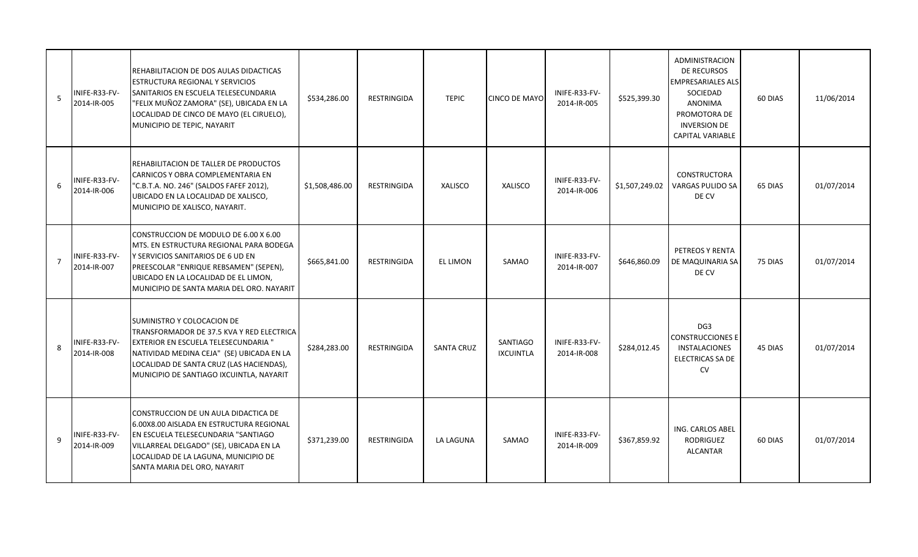| 5 | INIFE-R33-FV-2014-IR-005 | REHABILITACION DE DOS AULAS DIDACTICAS ESTRUCTURA REGIONAL Y SERVICIOS SANITARIOS EN ESCUELA TELESECUNDARIA "FELIX MUÑOZ ZAMORA" (SE), UBICADA EN LA LOCALIDAD DE CINCO DE MAYO (EL CIRUELO), MUNICIPIO DE TEPIC, NAYARIT | $534,286.00 | RESTRINGIDA | TEPIC | CINCO DE MAYO | INIFE-R33-FV-2014-IR-005 | $525,399.30 | ADMINISTRACION DE RECURSOS EMPRESARIALES ALS SOCIEDAD ANONIMA PROMOTORA DE INVERSION DE CAPITAL VARIABLE | 60 DIAS | 11/06/2014 |
|---|---|---|---|---|---|---|---|---|---|---|---|
| 6 | INIFE-R33-FV-2014-IR-006 | REHABILITACION DE TALLER DE PRODUCTOS CARNICOS Y OBRA COMPLEMENTARIA EN "C.B.T.A. NO. 246" (SALDOS FAFEF 2012), UBICADO EN LA LOCALIDAD DE XALISCO, MUNICIPIO DE XALISCO, NAYARIT. | $1,508,486.00 | RESTRINGIDA | XALISCO | XALISCO | INIFE-R33-FV-2014-IR-006 | $1,507,249.02 | CONSTRUCTORA VARGAS PULIDO SA DE CV | 65 DIAS | 01/07/2014 |
| 7 | INIFE-R33-FV-2014-IR-007 | CONSTRUCCION DE MODULO DE 6.00 X 6.00 MTS. EN ESTRUCTURA REGIONAL PARA BODEGA Y SERVICIOS SANITARIOS DE 6 UD EN PREESCOLAR "ENRIQUE REBSAMEN" (SEPEN), UBICADO EN LA LOCALIDAD DE EL LIMON, MUNICIPIO DE SANTA MARIA DEL ORO. NAYARIT | $665,841.00 | RESTRINGIDA | EL LIMON | SAMAO | INIFE-R33-FV-2014-IR-007 | $646,860.09 | PETREOS Y RENTA DE MAQUINARIA SA DE CV | 75 DIAS | 01/07/2014 |
| 8 | INIFE-R33-FV-2014-IR-008 | SUMINISTRO Y COLOCACION DE TRANSFORMADOR DE 37.5 KVA Y RED ELECTRICA EXTERIOR EN ESCUELA TELESECUNDARIA " NATIVIDAD MEDINA CEJA" (SE) UBICADA EN LA LOCALIDAD DE SANTA CRUZ (LAS HACIENDAS), MUNICIPIO DE SANTIAGO IXCUINTLA, NAYARIT | $284,283.00 | RESTRINGIDA | SANTA CRUZ | SANTIAGO IXCUINTLA | INIFE-R33-FV-2014-IR-008 | $284,012.45 | DG3 CONSTRUCCIONES E INSTALACIONES ELECTRICAS SA DE CV | 45 DIAS | 01/07/2014 |
| 9 | INIFE-R33-FV-2014-IR-009 | CONSTRUCCION DE UN AULA DIDACTICA DE 6.00X8.00 AISLADA EN ESTRUCTURA REGIONAL EN ESCUELA TELESECUNDARIA "SANTIAGO VILLARREAL DELGADO" (SE), UBICADA EN LA LOCALIDAD DE LA LAGUNA, MUNICIPIO DE SANTA MARIA DEL ORO, NAYARIT | $371,239.00 | RESTRINGIDA | LA LAGUNA | SAMAO | INIFE-R33-FV-2014-IR-009 | $367,859.92 | ING. CARLOS ABEL RODRIGUEZ ALCANTAR | 60 DIAS | 01/07/2014 |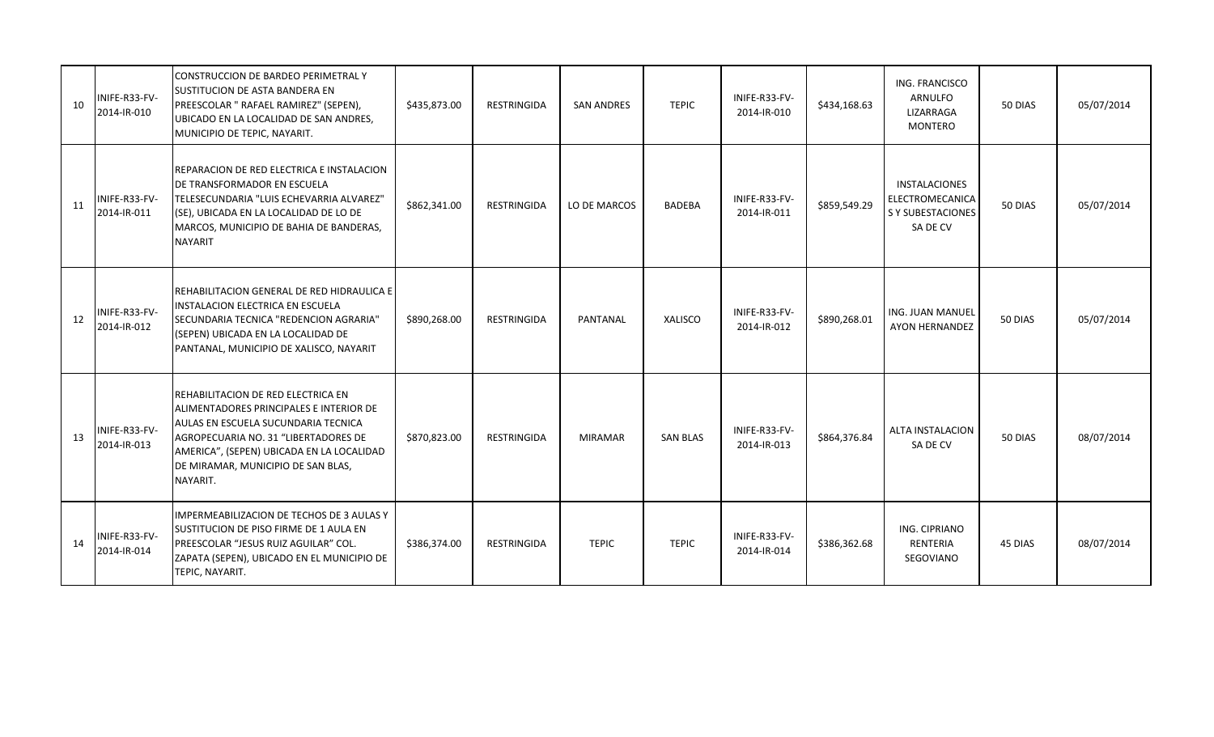| 10 | INIFE-R33-FV-2014-IR-010 | CONSTRUCCION DE BARDEO PERIMETRAL Y SUSTITUCION DE ASTA BANDERA EN PREESCOLAR " RAFAEL RAMIREZ" (SEPEN), UBICADO EN LA LOCALIDAD DE SAN ANDRES, MUNICIPIO DE TEPIC, NAYARIT. | $435,873.00 | RESTRINGIDA | SAN ANDRES | TEPIC | INIFE-R33-FV-2014-IR-010 | $434,168.63 | ING. FRANCISCO ARNULFO LIZARRAGA MONTERO | 50 DIAS | 05/07/2014 |
|---|---|---|---|---|---|---|---|---|---|---|---|
| 11 | INIFE-R33-FV-2014-IR-011 | REPARACION DE RED ELECTRICA E INSTALACION DE TRANSFORMADOR EN ESCUELA TELESECUNDARIA "LUIS ECHEVARRIA ALVAREZ" (SE), UBICADA EN LA LOCALIDAD DE LO DE MARCOS, MUNICIPIO DE BAHIA DE BANDERAS, NAYARIT | $862,341.00 | RESTRINGIDA | LO DE MARCOS | BADEBA | INIFE-R33-FV-2014-IR-011 | $859,549.29 | INSTALACIONES ELECTROMECANICAS Y SUBESTACIONES SA DE CV | 50 DIAS | 05/07/2014 |
| 12 | INIFE-R33-FV-2014-IR-012 | REHABILITACION GENERAL DE RED HIDRAULICA E INSTALACION ELECTRICA EN ESCUELA SECUNDARIA TECNICA "REDENCION AGRARIA" (SEPEN) UBICADA EN LA LOCALIDAD DE PANTANAL, MUNICIPIO DE XALISCO, NAYARIT | $890,268.00 | RESTRINGIDA | PANTANAL | XALISCO | INIFE-R33-FV-2014-IR-012 | $890,268.01 | ING. JUAN MANUEL AYON HERNANDEZ | 50 DIAS | 05/07/2014 |
| 13 | INIFE-R33-FV-2014-IR-013 | REHABILITACION DE RED ELECTRICA EN ALIMENTADORES PRINCIPALES E INTERIOR DE AULAS EN ESCUELA SUCUNDARIA TECNICA AGROPECUARIA NO. 31 "LIBERTADORES DE AMERICA", (SEPEN) UBICADA EN LA LOCALIDAD DE MIRAMAR, MUNICIPIO DE SAN BLAS, NAYARIT. | $870,823.00 | RESTRINGIDA | MIRAMAR | SAN BLAS | INIFE-R33-FV-2014-IR-013 | $864,376.84 | ALTA INSTALACION SA DE CV | 50 DIAS | 08/07/2014 |
| 14 | INIFE-R33-FV-2014-IR-014 | IMPERMEABILIZACION DE TECHOS DE 3 AULAS Y SUSTITUCION DE PISO FIRME DE 1 AULA EN PREESCOLAR "JESUS RUIZ AGUILAR" COL. ZAPATA (SEPEN), UBICADO EN EL MUNICIPIO DE TEPIC, NAYARIT. | $386,374.00 | RESTRINGIDA | TEPIC | TEPIC | INIFE-R33-FV-2014-IR-014 | $386,362.68 | ING. CIPRIANO RENTERIA SEGOVIANO | 45 DIAS | 08/07/2014 |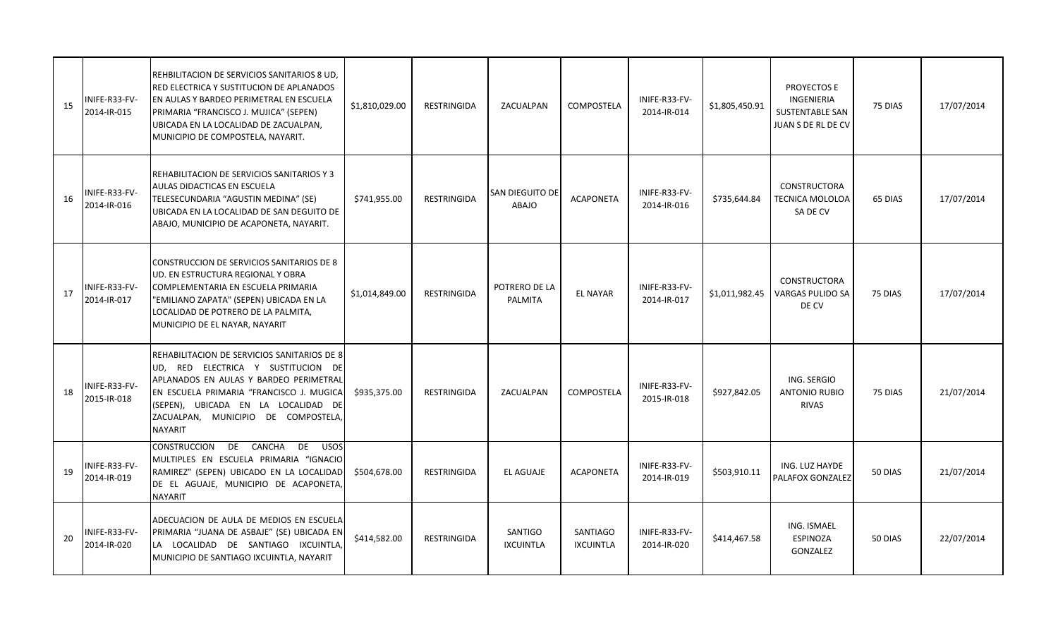| | | | | | | | | | | | |
|---|---|---|---|---|---|---|---|---|---|---|---|
| 15 | INIFE-R33-FV-2014-IR-015 | REHBILITACION DE SERVICIOS SANITARIOS 8 UD, RED ELECTRICA Y SUSTITUCION DE APLANADOS EN AULAS Y BARDEO PERIMETRAL EN ESCUELA PRIMARIA "FRANCISCO J. MUJICA" (SEPEN) UBICADA EN LA LOCALIDAD DE ZACUALPAN, MUNICIPIO DE COMPOSTELA, NAYARIT. | $1,810,029.00 | RESTRINGIDA | ZACUALPAN | COMPOSTELA | INIFE-R33-FV-2014-IR-014 | $1,805,450.91 | PROYECTOS E INGENIERIA SUSTENTABLE SAN JUAN S DE RL DE CV | 75 DIAS | 17/07/2014 |
| 16 | INIFE-R33-FV-2014-IR-016 | REHABILITACION DE SERVICIOS SANITARIOS Y 3 AULAS DIDACTICAS EN ESCUELA TELESECUNDARIA "AGUSTIN MEDINA" (SE) UBICADA EN LA LOCALIDAD DE SAN DEGUITO DE ABAJO, MUNICIPIO DE ACAPONETA, NAYARIT. | $741,955.00 | RESTRINGIDA | SAN DIEGUITO DE ABAJO | ACAPONETA | INIFE-R33-FV-2014-IR-016 | $735,644.84 | CONSTRUCTORA TECNICA MOLOLOA SA DE CV | 65 DIAS | 17/07/2014 |
| 17 | INIFE-R33-FV-2014-IR-017 | CONSTRUCCION DE SERVICIOS SANITARIOS DE 8 UD. EN ESTRUCTURA REGIONAL Y OBRA COMPLEMENTARIA EN ESCUELA PRIMARIA "EMILIANO ZAPATA" (SEPEN) UBICADA EN LA LOCALIDAD DE POTRERO DE LA PALMITA, MUNICIPIO DE EL NAYAR, NAYARIT | $1,014,849.00 | RESTRINGIDA | POTRERO DE LA PALMITA | EL NAYAR | INIFE-R33-FV-2014-IR-017 | $1,011,982.45 | CONSTRUCTORA VARGAS PULIDO SA DE CV | 75 DIAS | 17/07/2014 |
| 18 | INIFE-R33-FV-2015-IR-018 | REHABILITACION DE SERVICIOS SANITARIOS DE 8 UD, RED ELECTRICA Y SUSTITUCION DE APLANADOS EN AULAS Y BARDEO PERIMETRAL EN ESCUELA PRIMARIA "FRANCISCO J. MUGICA (SEPEN), UBICADA EN LA LOCALIDAD DE ZACUALPAN, MUNICIPIO DE COMPOSTELA, NAYARIT | $935,375.00 | RESTRINGIDA | ZACUALPAN | COMPOSTELA | INIFE-R33-FV-2015-IR-018 | $927,842.05 | ING. SERGIO ANTONIO RUBIO RIVAS | 75 DIAS | 21/07/2014 |
| 19 | INIFE-R33-FV-2014-IR-019 | CONSTRUCCION DE CANCHA DE USOS MULTIPLES EN ESCUELA PRIMARIA "IGNACIO RAMIREZ" (SEPEN) UBICADO EN LA LOCALIDAD DE EL AGUAJE, MUNICIPIO DE ACAPONETA, NAYARIT | $504,678.00 | RESTRINGIDA | EL AGUAJE | ACAPONETA | INIFE-R33-FV-2014-IR-019 | $503,910.11 | ING. LUZ HAYDE PALAFOX GONZALEZ | 50 DIAS | 21/07/2014 |
| 20 | INIFE-R33-FV-2014-IR-020 | ADECUACION DE AULA DE MEDIOS EN ESCUELA PRIMARIA "JUANA DE ASBAJE" (SE) UBICADA EN LA LOCALIDAD DE SANTIAGO IXCUINTLA, MUNICIPIO DE SANTIAGO IXCUINTLA, NAYARIT | $414,582.00 | RESTRINGIDA | SANTIGO IXCUINTLA | SANTIAGO IXCUINTLA | INIFE-R33-FV-2014-IR-020 | $414,467.58 | ING. ISMAEL ESPINOZA GONZALEZ | 50 DIAS | 22/07/2014 |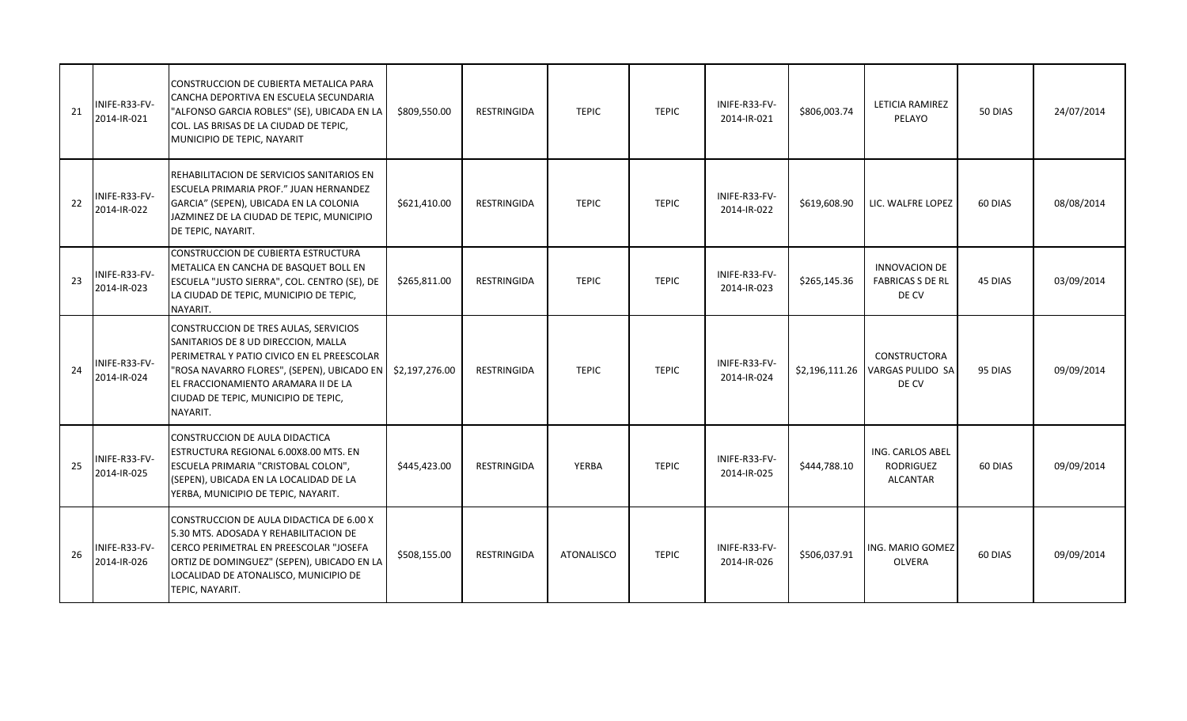| 21 | INIFE-R33-FV-2014-IR-021 | CONSTRUCCION DE CUBIERTA METALICA PARA CANCHA DEPORTIVA EN ESCUELA SECUNDARIA "ALFONSO GARCIA ROBLES" (SE), UBICADA EN LA COL. LAS BRISAS DE LA CIUDAD DE TEPIC, MUNICIPIO DE TEPIC, NAYARIT | $809,550.00 | RESTRINGIDA | TEPIC | TEPIC | INIFE-R33-FV-2014-IR-021 | $806,003.74 | LETICIA RAMIREZ PELAYO | 50 DIAS | 24/07/2014 |
|---|---|---|---|---|---|---|---|---|---|---|---|
| 22 | INIFE-R33-FV-2014-IR-022 | REHABILITACION DE SERVICIOS SANITARIOS EN ESCUELA PRIMARIA PROF." JUAN HERNANDEZ GARCIA" (SEPEN), UBICADA EN LA COLONIA JAZMINEZ DE LA CIUDAD DE TEPIC, MUNICIPIO DE TEPIC, NAYARIT. | $621,410.00 | RESTRINGIDA | TEPIC | TEPIC | INIFE-R33-FV-2014-IR-022 | $619,608.90 | LIC. WALFRE LOPEZ | 60 DIAS | 08/08/2014 |
| 23 | INIFE-R33-FV-2014-IR-023 | CONSTRUCCION DE CUBIERTA ESTRUCTURA METALICA EN CANCHA DE BASQUET BOLL EN ESCUELA "JUSTO SIERRA", COL. CENTRO (SE), DE LA CIUDAD DE TEPIC, MUNICIPIO DE TEPIC, NAYARIT. | $265,811.00 | RESTRINGIDA | TEPIC | TEPIC | INIFE-R33-FV-2014-IR-023 | $265,145.36 | INNOVACION DE FABRICAS S DE RL DE CV | 45 DIAS | 03/09/2014 |
| 24 | INIFE-R33-FV-2014-IR-024 | CONSTRUCCION DE TRES AULAS, SERVICIOS SANITARIOS DE 8 UD DIRECCION, MALLA PERIMETRAL Y PATIO CIVICO EN EL PREESCOLAR "ROSA NAVARRO FLORES", (SEPEN), UBICADO EN EL FRACCIONAMIENTO ARAMARA II DE LA CIUDAD DE TEPIC, MUNICIPIO DE TEPIC, NAYARIT. | $2,197,276.00 | RESTRINGIDA | TEPIC | TEPIC | INIFE-R33-FV-2014-IR-024 | $2,196,111.26 | CONSTRUCTORA VARGAS PULIDO SA DE CV | 95 DIAS | 09/09/2014 |
| 25 | INIFE-R33-FV-2014-IR-025 | CONSTRUCCION DE AULA DIDACTICA ESTRUCTURA REGIONAL 6.00X8.00 MTS. EN ESCUELA PRIMARIA "CRISTOBAL COLON", (SEPEN), UBICADA EN LA LOCALIDAD DE LA YERBA, MUNICIPIO DE TEPIC, NAYARIT. | $445,423.00 | RESTRINGIDA | YERBA | TEPIC | INIFE-R33-FV-2014-IR-025 | $444,788.10 | ING. CARLOS ABEL RODRIGUEZ ALCANTAR | 60 DIAS | 09/09/2014 |
| 26 | INIFE-R33-FV-2014-IR-026 | CONSTRUCCION DE AULA DIDACTICA DE 6.00 X 5.30 MTS. ADOSADA Y REHABILITACION DE CERCO PERIMETRAL EN PREESCOLAR "JOSEFA ORTIZ DE DOMINGUEZ" (SEPEN), UBICADO EN LA LOCALIDAD DE ATONALISCO, MUNICIPIO DE TEPIC, NAYARIT. | $508,155.00 | RESTRINGIDA | ATONALISCO | TEPIC | INIFE-R33-FV-2014-IR-026 | $506,037.91 | ING. MARIO GOMEZ OLVERA | 60 DIAS | 09/09/2014 |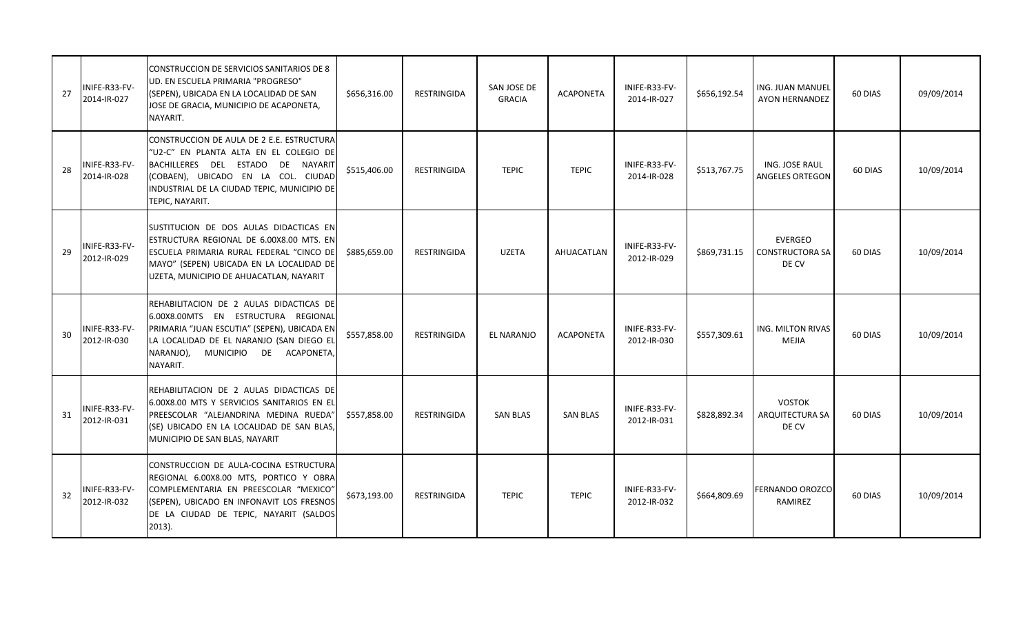| 27 | INIFE-R33-FV-2014-IR-027 | CONSTRUCCION DE SERVICIOS SANITARIOS DE 8 UD. EN ESCUELA PRIMARIA "PROGRESO" (SEPEN), UBICADA EN LA LOCALIDAD DE SAN JOSE DE GRACIA, MUNICIPIO DE ACAPONETA, NAYARIT. | $656,316.00 | RESTRINGIDA | SAN JOSE DE GRACIA | ACAPONETA | INIFE-R33-FV-2014-IR-027 | $656,192.54 | ING. JUAN MANUEL AYON HERNANDEZ | 60 DIAS | 09/09/2014 |
|---|---|---|---|---|---|---|---|---|---|---|---|
| 28 | INIFE-R33-FV-2014-IR-028 | CONSTRUCCION DE AULA DE 2 E.E. ESTRUCTURA "U2-C" EN PLANTA ALTA EN EL COLEGIO DE BACHILLERES DEL ESTADO DE NAYARIT (COBAEN), UBICADO EN LA COL. CIUDAD INDUSTRIAL DE LA CIUDAD TEPIC, MUNICIPIO DE TEPIC, NAYARIT. | $515,406.00 | RESTRINGIDA | TEPIC | TEPIC | INIFE-R33-FV-2014-IR-028 | $513,767.75 | ING. JOSE RAUL ANGELES ORTEGON | 60 DIAS | 10/09/2014 |
| 29 | INIFE-R33-FV-2012-IR-029 | SUSTITUCION DE DOS AULAS DIDACTICAS EN ESTRUCTURA REGIONAL DE 6.00X8.00 MTS. EN ESCUELA PRIMARIA RURAL FEDERAL "CINCO DE MAYO" (SEPEN) UBICADA EN LA LOCALIDAD DE UZETA, MUNICIPIO DE AHUACATLAN, NAYARIT | $885,659.00 | RESTRINGIDA | UZETA | AHUACATLAN | INIFE-R33-FV-2012-IR-029 | $869,731.15 | EVERGEO CONSTRUCTORA SA DE CV | 60 DIAS | 10/09/2014 |
| 30 | INIFE-R33-FV-2012-IR-030 | REHABILITACION DE 2 AULAS DIDACTICAS DE 6.00X8.00MTS EN ESTRUCTURA REGIONAL PRIMARIA "JUAN ESCUTIA" (SEPEN), UBICADA EN LA LOCALIDAD DE EL NARANJO (SAN DIEGO EL NARANJO), MUNICIPIO DE ACAPONETA, NAYARIT. | $557,858.00 | RESTRINGIDA | EL NARANJO | ACAPONETA | INIFE-R33-FV-2012-IR-030 | $557,309.61 | ING. MILTON RIVAS MEJIA | 60 DIAS | 10/09/2014 |
| 31 | INIFE-R33-FV-2012-IR-031 | REHABILITACION DE 2 AULAS DIDACTICAS DE 6.00X8.00 MTS Y SERVICIOS SANITARIOS EN EL PREESCOLAR "ALEJANDRINA MEDINA RUEDA" (SE) UBICADO EN LA LOCALIDAD DE SAN BLAS, MUNICIPIO DE SAN BLAS, NAYARIT | $557,858.00 | RESTRINGIDA | SAN BLAS | SAN BLAS | INIFE-R33-FV-2012-IR-031 | $828,892.34 | VOSTOK ARQUITECTURA SA DE CV | 60 DIAS | 10/09/2014 |
| 32 | INIFE-R33-FV-2012-IR-032 | CONSTRUCCION DE AULA-COCINA ESTRUCTURA REGIONAL 6.00X8.00 MTS, PORTICO Y OBRA COMPLEMENTARIA EN PREESCOLAR "MEXICO" (SEPEN), UBICADO EN INFONAVIT LOS FRESNOS DE LA CIUDAD DE TEPIC, NAYARIT (SALDOS 2013). | $673,193.00 | RESTRINGIDA | TEPIC | TEPIC | INIFE-R33-FV-2012-IR-032 | $664,809.69 | FERNANDO OROZCO RAMIREZ | 60 DIAS | 10/09/2014 |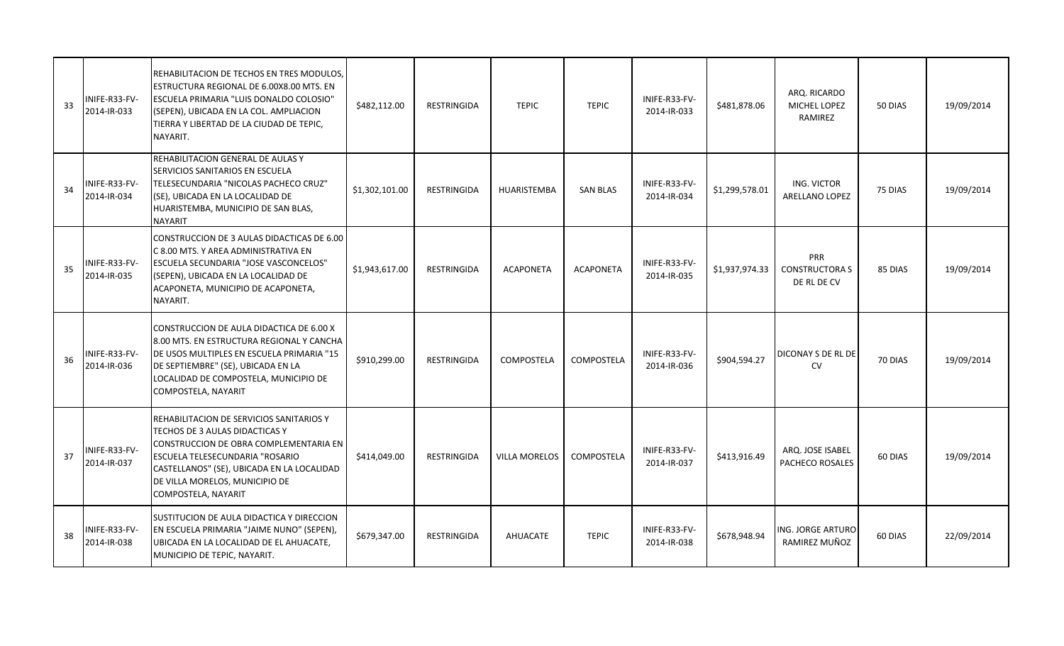| | | | | | | | | | | | |
|---|---|---|---|---|---|---|---|---|---|---|---|
| 33 | INIFE-R33-FV-2014-IR-033 | REHABILITACION DE TECHOS EN TRES MODULOS, ESTRUCTURA REGIONAL DE 6.00X8.00 MTS. EN ESCUELA PRIMARIA "LUIS DONALDO COLOSIO" (SEPEN), UBICADA EN LA COL. AMPLIACION TIERRA Y LIBERTAD DE LA CIUDAD DE TEPIC, NAYARIT. | $482,112.00 | RESTRINGIDA | TEPIC | TEPIC | INIFE-R33-FV-2014-IR-033 | $481,878.06 | ARQ. RICARDO MICHEL LOPEZ RAMIREZ | 50 DIAS | 19/09/2014 |
| 34 | INIFE-R33-FV-2014-IR-034 | REHABILITACION GENERAL DE AULAS Y SERVICIOS SANITARIOS EN ESCUELA TELESECUNDARIA "NICOLAS PACHECO CRUZ" (SE), UBICADA EN LA LOCALIDAD DE HUARISTEMBA, MUNICIPIO DE SAN BLAS, NAYARIT | $1,302,101.00 | RESTRINGIDA | HUARISTEMBA | SAN BLAS | INIFE-R33-FV-2014-IR-034 | $1,299,578.01 | ING. VICTOR ARELLANO LOPEZ | 75 DIAS | 19/09/2014 |
| 35 | INIFE-R33-FV-2014-IR-035 | CONSTRUCCION DE 3 AULAS DIDACTICAS DE 6.00 C 8.00 MTS. Y AREA ADMINISTRATIVA EN ESCUELA SECUNDARIA "JOSE VASCONCELOS" (SEPEN), UBICADA EN LA LOCALIDAD DE ACAPONETA, MUNICIPIO DE ACAPONETA, NAYARIT. | $1,943,617.00 | RESTRINGIDA | ACAPONETA | ACAPONETA | INIFE-R33-FV-2014-IR-035 | $1,937,974.33 | PRR CONSTRUCTORA S DE RL DE CV | 85 DIAS | 19/09/2014 |
| 36 | INIFE-R33-FV-2014-IR-036 | CONSTRUCCION DE AULA DIDACTICA DE 6.00 X 8.00 MTS. EN ESTRUCTURA REGIONAL Y CANCHA DE USOS MULTIPLES EN ESCUELA PRIMARIA "15 DE SEPTIEMBRE" (SE), UBICADA EN LA LOCALIDAD DE COMPOSTELA, MUNICIPIO DE COMPOSTELA, NAYARIT | $910,299.00 | RESTRINGIDA | COMPOSTELA | COMPOSTELA | INIFE-R33-FV-2014-IR-036 | $904,594.27 | DICONAY S DE RL DE CV | 70 DIAS | 19/09/2014 |
| 37 | INIFE-R33-FV-2014-IR-037 | REHABILITACION DE SERVICIOS SANITARIOS Y TECHOS DE 3 AULAS DIDACTICAS Y CONSTRUCCION DE OBRA COMPLEMENTARIA EN ESCUELA TELESECUNDARIA "ROSARIO CASTELLANOS" (SE), UBICADA EN LA LOCALIDAD DE VILLA MORELOS, MUNICIPIO DE COMPOSTELA, NAYARIT | $414,049.00 | RESTRINGIDA | VILLA MORELOS | COMPOSTELA | INIFE-R33-FV-2014-IR-037 | $413,916.49 | ARQ. JOSE ISABEL PACHECO ROSALES | 60 DIAS | 19/09/2014 |
| 38 | INIFE-R33-FV-2014-IR-038 | SUSTITUCION DE AULA DIDACTICA Y DIRECCION EN ESCUELA PRIMARIA "JAIME NUNO" (SEPEN), UBICADA EN LA LOCALIDAD DE EL AHUACATE, MUNICIPIO DE TEPIC, NAYARIT. | $679,347.00 | RESTRINGIDA | AHUACATE | TEPIC | INIFE-R33-FV-2014-IR-038 | $678,948.94 | ING. JORGE ARTURO RAMIREZ MUÑOZ | 60 DIAS | 22/09/2014 |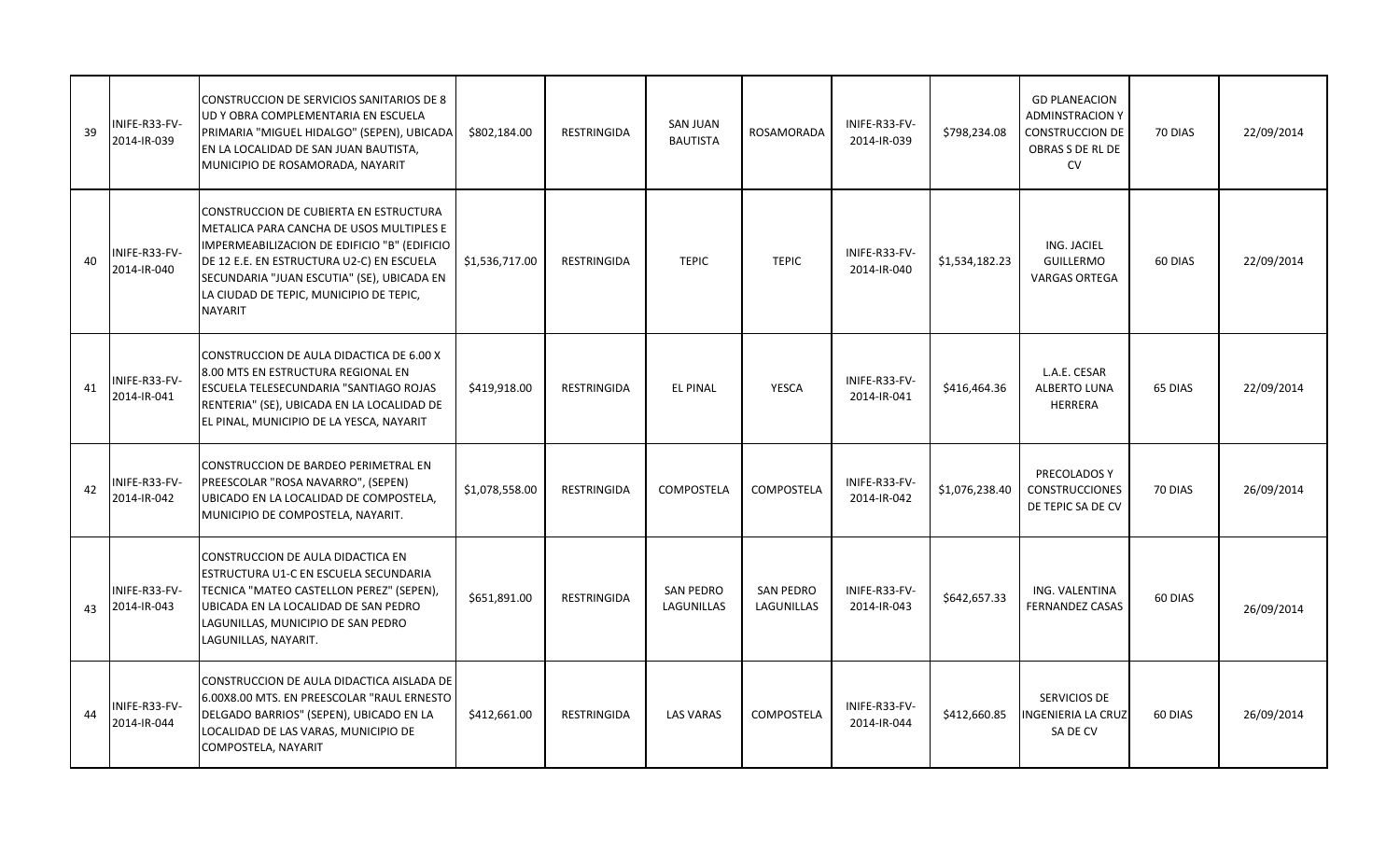| 39 | INIFE-R33-FV-2014-IR-039 | CONSTRUCCION DE SERVICIOS SANITARIOS DE 8 UD Y OBRA COMPLEMENTARIA EN ESCUELA PRIMARIA "MIGUEL HIDALGO" (SEPEN), UBICADA EN LA LOCALIDAD DE SAN JUAN BAUTISTA, MUNICIPIO DE ROSAMORADA, NAYARIT | $802,184.00 | RESTRINGIDA | SAN JUAN BAUTISTA | ROSAMORADA | INIFE-R33-FV-2014-IR-039 | $798,234.08 | GD PLANEACION ADMINSTRACION Y CONSTRUCCION DE OBRAS S DE RL DE CV | 70 DIAS | 22/09/2014 |
|---|---|---|---|---|---|---|---|---|---|---|---|
| 40 | INIFE-R33-FV-2014-IR-040 | CONSTRUCCION DE CUBIERTA EN ESTRUCTURA METALICA PARA CANCHA DE USOS MULTIPLES E IMPERMEABILIZACION DE EDIFICIO "B" (EDIFICIO DE 12 E.E. EN ESTRUCTURA U2-C) EN ESCUELA SECUNDARIA "JUAN ESCUTIA" (SE), UBICADA EN LA CIUDAD DE TEPIC, MUNICIPIO DE TEPIC, NAYARIT | $1,536,717.00 | RESTRINGIDA | TEPIC | TEPIC | INIFE-R33-FV-2014-IR-040 | $1,534,182.23 | ING. JACIEL GUILLERMO VARGAS ORTEGA | 60 DIAS | 22/09/2014 |
| 41 | INIFE-R33-FV-2014-IR-041 | CONSTRUCCION DE AULA DIDACTICA DE 6.00 X 8.00 MTS EN ESTRUCTURA REGIONAL EN ESCUELA TELESECUNDARIA "SANTIAGO ROJAS RENTERIA" (SE), UBICADA EN LA LOCALIDAD DE EL PINAL, MUNICIPIO DE LA YESCA, NAYARIT | $419,918.00 | RESTRINGIDA | EL PINAL | YESCA | INIFE-R33-FV-2014-IR-041 | $416,464.36 | L.A.E. CESAR ALBERTO LUNA HERRERA | 65 DIAS | 22/09/2014 |
| 42 | INIFE-R33-FV-2014-IR-042 | CONSTRUCCION DE BARDEO PERIMETRAL EN PREESCOLAR "ROSA NAVARRO", (SEPEN) UBICADO EN LA LOCALIDAD DE COMPOSTELA, MUNICIPIO DE COMPOSTELA, NAYARIT. | $1,078,558.00 | RESTRINGIDA | COMPOSTELA | COMPOSTELA | INIFE-R33-FV-2014-IR-042 | $1,076,238.40 | PRECOLADOS Y CONSTRUCCIONES DE TEPIC SA DE CV | 70 DIAS | 26/09/2014 |
| 43 | INIFE-R33-FV-2014-IR-043 | CONSTRUCCION DE AULA DIDACTICA EN ESTRUCTURA U1-C EN ESCUELA SECUNDARIA TECNICA "MATEO CASTELLON PEREZ" (SEPEN), UBICADA EN LA LOCALIDAD DE SAN PEDRO LAGUNILLAS, MUNICIPIO DE SAN PEDRO LAGUNILLAS, NAYARIT. | $651,891.00 | RESTRINGIDA | SAN PEDRO LAGUNILLAS | SAN PEDRO LAGUNILLAS | INIFE-R33-FV-2014-IR-043 | $642,657.33 | ING. VALENTINA FERNANDEZ CASAS | 60 DIAS | 26/09/2014 |
| 44 | INIFE-R33-FV-2014-IR-044 | CONSTRUCCION DE AULA DIDACTICA AISLADA DE 6.00X8.00 MTS. EN PREESCOLAR "RAUL ERNESTO DELGADO BARRIOS" (SEPEN), UBICADO EN LA LOCALIDAD DE LAS VARAS, MUNICIPIO DE COMPOSTELA, NAYARIT | $412,661.00 | RESTRINGIDA | LAS VARAS | COMPOSTELA | INIFE-R33-FV-2014-IR-044 | $412,660.85 | SERVICIOS DE INGENIERIA LA CRUZ SA DE CV | 60 DIAS | 26/09/2014 |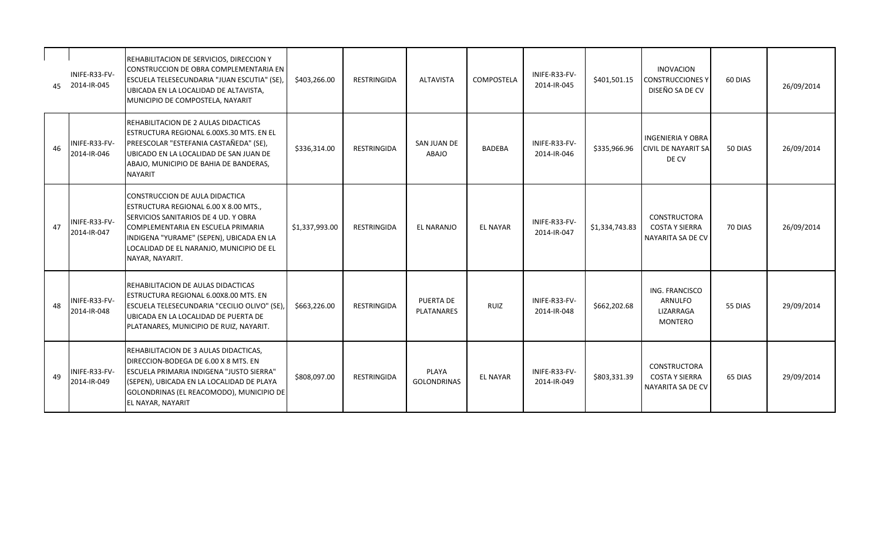| 45 | INIFE-R33-FV-2014-IR-045 | REHABILITACION DE SERVICIOS, DIRECCION Y CONSTRUCCION DE OBRA COMPLEMENTARIA EN ESCUELA TELESECUNDARIA "JUAN ESCUTIA" (SE), UBICADA EN LA LOCALIDAD DE ALTAVISTA, MUNICIPIO DE COMPOSTELA, NAYARIT | $403,266.00 | RESTRINGIDA | ALTAVISTA | COMPOSTELA | INIFE-R33-FV-2014-IR-045 | $401,501.15 | INOVACION CONSTRUCCIONES Y DISEÑO SA DE CV | 60 DIAS | 26/09/2014 |
|---|---|---|---|---|---|---|---|---|---|---|---|
| 46 | INIFE-R33-FV-2014-IR-046 | REHABILITACION DE 2 AULAS DIDACTICAS ESTRUCTURA REGIONAL 6.00X5.30 MTS. EN EL PREESCOLAR "ESTEFANIA CASTAÑEDA" (SE), UBICADO EN LA LOCALIDAD DE SAN JUAN DE ABAJO, MUNICIPIO DE BAHIA DE BANDERAS, NAYARIT | $336,314.00 | RESTRINGIDA | SAN JUAN DE ABAJO | BADEBA | INIFE-R33-FV-2014-IR-046 | $335,966.96 | INGENIERIA Y OBRA CIVIL DE NAYARIT SA DE CV | 50 DIAS | 26/09/2014 |
| 47 | INIFE-R33-FV-2014-IR-047 | CONSTRUCCION DE AULA DIDACTICA ESTRUCTURA REGIONAL 6.00 X 8.00 MTS., SERVICIOS SANITARIOS DE 4 UD. Y OBRA COMPLEMENTARIA EN ESCUELA PRIMARIA INDIGENA "YURAME" (SEPEN), UBICADA EN LA LOCALIDAD DE EL NARANJO, MUNICIPIO DE EL NAYAR, NAYARIT. | $1,337,993.00 | RESTRINGIDA | EL NARANJO | EL NAYAR | INIFE-R33-FV-2014-IR-047 | $1,334,743.83 | CONSTRUCTORA COSTA Y SIERRA NAYARITA SA DE CV | 70 DIAS | 26/09/2014 |
| 48 | INIFE-R33-FV-2014-IR-048 | REHABILITACION DE AULAS DIDACTICAS ESTRUCTURA REGIONAL 6.00X8.00 MTS. EN ESCUELA TELESECUNDARIA "CECILIO OLIVO" (SE), UBICADA EN LA LOCALIDAD DE PUERTA DE PLATANARES, MUNICIPIO DE RUIZ, NAYARIT. | $663,226.00 | RESTRINGIDA | PUERTA DE PLATANARES | RUIZ | INIFE-R33-FV-2014-IR-048 | $662,202.68 | ING. FRANCISCO ARNULFO LIZARRAGA MONTERO | 55 DIAS | 29/09/2014 |
| 49 | INIFE-R33-FV-2014-IR-049 | REHABILITACION DE 3 AULAS DIDACTICAS, DIRECCION-BODEGA DE 6.00 X 8 MTS. EN ESCUELA PRIMARIA INDIGENA "JUSTO SIERRA" (SEPEN), UBICADA EN LA LOCALIDAD DE PLAYA GOLONDRINAS (EL REACOMODO), MUNICIPIO DE EL NAYAR, NAYARIT | $808,097.00 | RESTRINGIDA | PLAYA GOLONDRINAS | EL NAYAR | INIFE-R33-FV-2014-IR-049 | $803,331.39 | CONSTRUCTORA COSTA Y SIERRA NAYARITA SA DE CV | 65 DIAS | 29/09/2014 |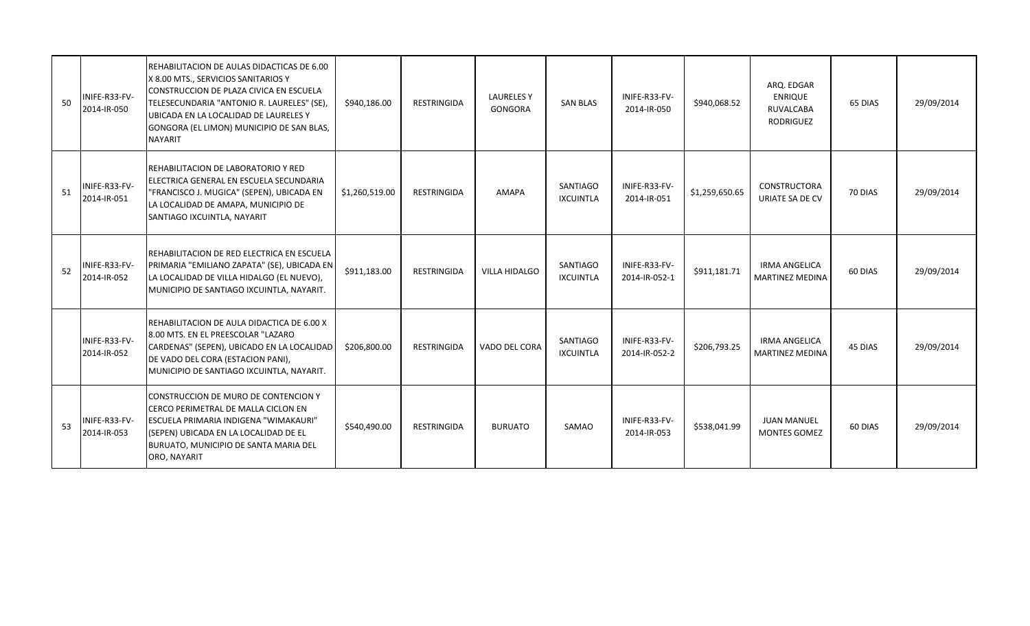| | | | | | | | | | | | |
|---|---|---|---|---|---|---|---|---|---|---|---|
| 50 | INIFE-R33-FV-2014-IR-050 | REHABILITACION DE AULAS DIDACTICAS DE 6.00 X 8.00 MTS., SERVICIOS SANITARIOS Y CONSTRUCCION DE PLAZA CIVICA EN ESCUELA TELESECUNDARIA "ANTONIO R. LAURELES" (SE), UBICADA EN LA LOCALIDAD DE LAURELES Y GONGORA (EL LIMON) MUNICIPIO DE SAN BLAS, NAYARIT | $940,186.00 | RESTRINGIDA | LAURELES Y GONGORA | SAN BLAS | INIFE-R33-FV-2014-IR-050 | $940,068.52 | ARQ. EDGAR ENRIQUE RUVALCABA RODRIGUEZ | 65 DIAS | 29/09/2014 |
| 51 | INIFE-R33-FV-2014-IR-051 | REHABILITACION DE LABORATORIO Y RED ELECTRICA GENERAL EN ESCUELA SECUNDARIA "FRANCISCO J. MUGICA" (SEPEN), UBICADA EN LA LOCALIDAD DE AMAPA, MUNICIPIO DE SANTIAGO IXCUINTLA, NAYARIT | $1,260,519.00 | RESTRINGIDA | AMAPA | SANTIAGO IXCUINTLA | INIFE-R33-FV-2014-IR-051 | $1,259,650.65 | CONSTRUCTORA URIATE SA DE CV | 70 DIAS | 29/09/2014 |
| 52 | INIFE-R33-FV-2014-IR-052 | REHABILITACION DE RED ELECTRICA EN ESCUELA PRIMARIA "EMILIANO ZAPATA" (SE), UBICADA EN LA LOCALIDAD DE VILLA HIDALGO (EL NUEVO), MUNICIPIO DE SANTIAGO IXCUINTLA, NAYARIT. | $911,183.00 | RESTRINGIDA | VILLA HIDALGO | SANTIAGO IXCUINTLA | INIFE-R33-FV-2014-IR-052-1 | $911,181.71 | IRMA ANGELICA MARTINEZ MEDINA | 60 DIAS | 29/09/2014 |
| | INIFE-R33-FV-2014-IR-052 | REHABILITACION DE AULA DIDACTICA DE 6.00 X 8.00 MTS. EN EL PREESCOLAR "LAZARO CARDENAS" (SEPEN), UBICADO EN LA LOCALIDAD DE VADO DEL CORA (ESTACION PANI), MUNICIPIO DE SANTIAGO IXCUINTLA, NAYARIT. | $206,800.00 | RESTRINGIDA | VADO DEL CORA | SANTIAGO IXCUINTLA | INIFE-R33-FV-2014-IR-052-2 | $206,793.25 | IRMA ANGELICA MARTINEZ MEDINA | 45 DIAS | 29/09/2014 |
| 53 | INIFE-R33-FV-2014-IR-053 | CONSTRUCCION DE MURO DE CONTENCION Y CERCO PERIMETRAL DE MALLA CICLON EN ESCUELA PRIMARIA INDIGENA "WIMAKAURI" (SEPEN) UBICADA EN LA LOCALIDAD DE EL BURUATO, MUNICIPIO DE SANTA MARIA DEL ORO, NAYARIT | $540,490.00 | RESTRINGIDA | BURUATO | SAMAO | INIFE-R33-FV-2014-IR-053 | $538,041.99 | JUAN MANUEL MONTES GOMEZ | 60 DIAS | 29/09/2014 |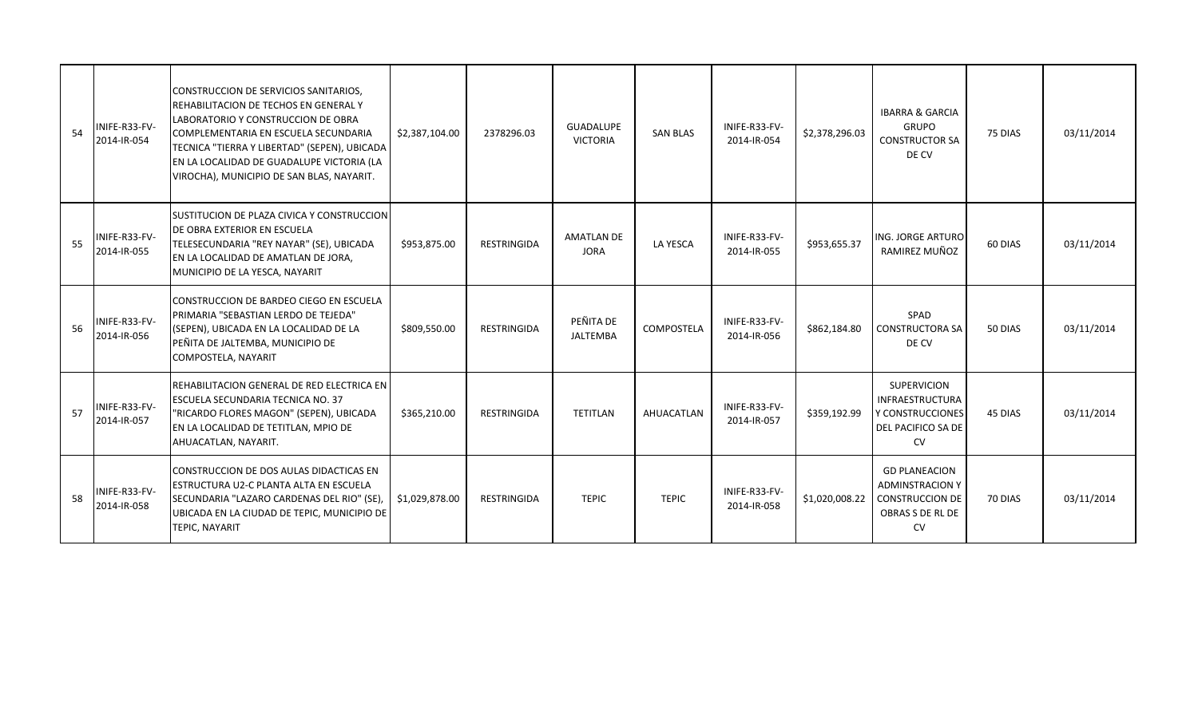| 54 | INIFE-R33-FV-2014-IR-054 | CONSTRUCCION DE SERVICIOS SANITARIOS, REHABILITACION DE TECHOS EN GENERAL Y LABORATORIO Y CONSTRUCCION DE OBRA COMPLEMENTARIA EN ESCUELA SECUNDARIA TECNICA "TIERRA Y LIBERTAD" (SEPEN), UBICADA EN LA LOCALIDAD DE GUADALUPE VICTORIA (LA VIROCHA), MUNICIPIO DE SAN BLAS, NAYARIT. | $2,387,104.00 | 2378296.03 | GUADALUPE VICTORIA | SAN BLAS | INIFE-R33-FV-2014-IR-054 | $2,378,296.03 | IBARRA & GARCIA GRUPO CONSTRUCTOR SA DE CV | 75 DIAS | 03/11/2014 |
|---|---|---|---|---|---|---|---|---|---|---|---|
| 55 | INIFE-R33-FV-2014-IR-055 | SUSTITUCION DE PLAZA CIVICA Y CONSTRUCCION DE OBRA EXTERIOR EN ESCUELA TELESECUNDARIA "REY NAYAR" (SE), UBICADA EN LA LOCALIDAD DE AMATLAN DE JORA, MUNICIPIO DE LA YESCA, NAYARIT | $953,875.00 | RESTRINGIDA | AMATLAN DE JORA | LA YESCA | INIFE-R33-FV-2014-IR-055 | $953,655.37 | ING. JORGE ARTURO RAMIREZ MUÑOZ | 60 DIAS | 03/11/2014 |
| 56 | INIFE-R33-FV-2014-IR-056 | CONSTRUCCION DE BARDEO CIEGO EN ESCUELA PRIMARIA "SEBASTIAN LERDO DE TEJEDA" (SEPEN), UBICADA EN LA LOCALIDAD DE LA PEÑITA DE JALTEMBA, MUNICIPIO DE COMPOSTELA, NAYARIT | $809,550.00 | RESTRINGIDA | PEÑITA DE JALTEMBA | COMPOSTELA | INIFE-R33-FV-2014-IR-056 | $862,184.80 | SPAD CONSTRUCTORA SA DE CV | 50 DIAS | 03/11/2014 |
| 57 | INIFE-R33-FV-2014-IR-057 | REHABILITACION GENERAL DE RED ELECTRICA EN ESCUELA SECUNDARIA TECNICA NO. 37 "RICARDO FLORES MAGON" (SEPEN), UBICADA EN LA LOCALIDAD DE TETITLAN, MPIO DE AHUACATLAN, NAYARIT. | $365,210.00 | RESTRINGIDA | TETITLAN | AHUACATLAN | INIFE-R33-FV-2014-IR-057 | $359,192.99 | SUPERVICION INFRAESTRUCTURA Y CONSTRUCCIONES DEL PACIFICO SA DE CV | 45 DIAS | 03/11/2014 |
| 58 | INIFE-R33-FV-2014-IR-058 | CONSTRUCCION DE DOS AULAS DIDACTICAS EN ESTRUCTURA U2-C PLANTA ALTA EN ESCUELA SECUNDARIA "LAZARO CARDENAS DEL RIO" (SE), UBICADA EN LA CIUDAD DE TEPIC, MUNICIPIO DE TEPIC, NAYARIT | $1,029,878.00 | RESTRINGIDA | TEPIC | TEPIC | INIFE-R33-FV-2014-IR-058 | $1,020,008.22 | GD PLANEACION ADMINSTRACION Y CONSTRUCCION DE OBRAS S DE RL DE CV | 70 DIAS | 03/11/2014 |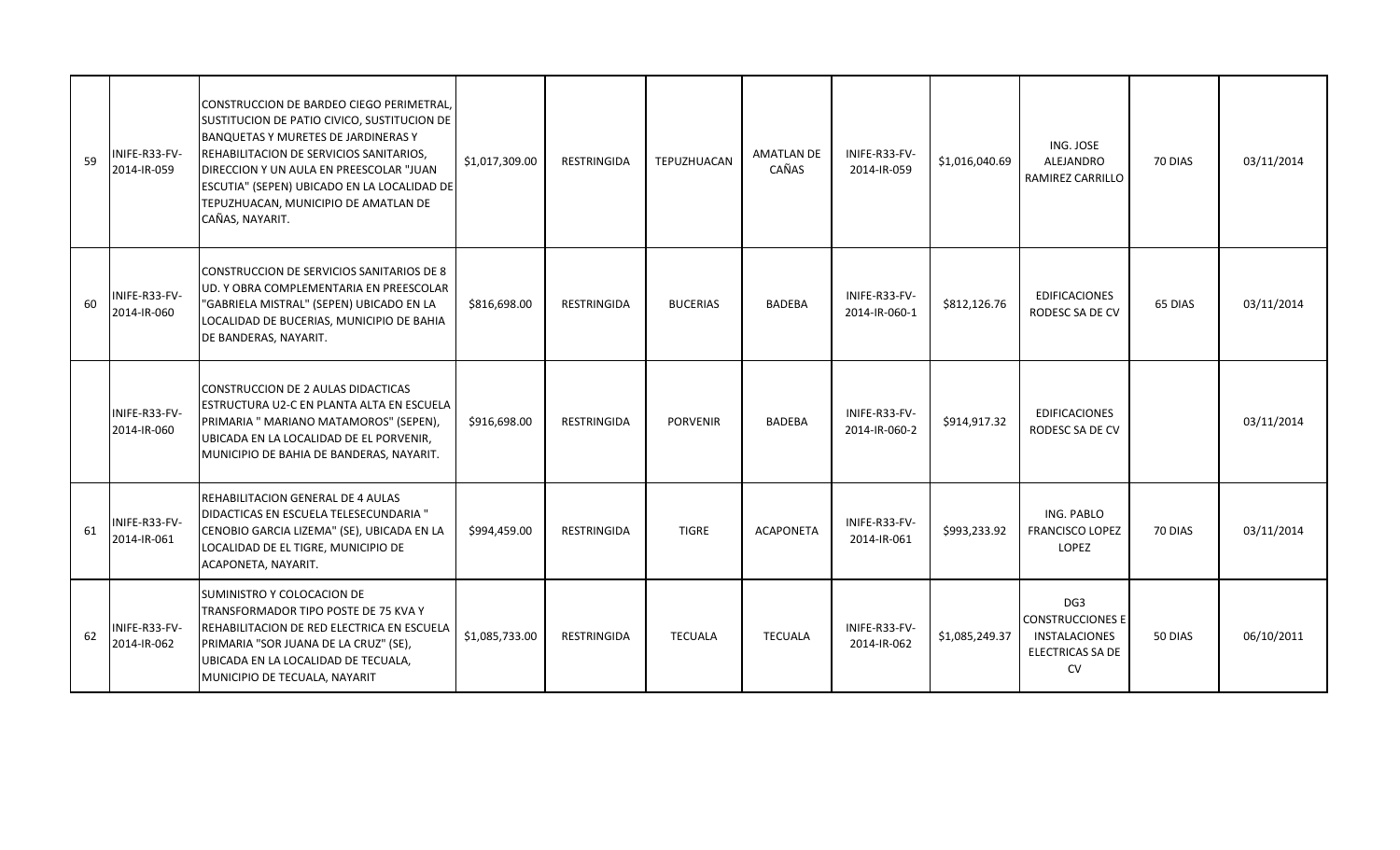| | | | | | | | | | | | |
|---|---|---|---|---|---|---|---|---|---|---|---|
| 59 | INIFE-R33-FV-2014-IR-059 | CONSTRUCCION DE BARDEO CIEGO PERIMETRAL, SUSTITUCION DE PATIO CIVICO, SUSTITUCION DE BANQUETAS Y MURETES DE JARDINERAS Y REHABILITACION DE SERVICIOS SANITARIOS, DIRECCION Y UN AULA EN PREESCOLAR "JUAN ESCUTIA" (SEPEN) UBICADO EN LA LOCALIDAD DE TEPUZHUACAN, MUNICIPIO DE AMATLAN DE CAÑAS, NAYARIT. | $1,017,309.00 | RESTRINGIDA | TEPUZHUACAN | AMATLAN DE CAÑAS | INIFE-R33-FV-2014-IR-059 | $1,016,040.69 | ING. JOSE ALEJANDRO RAMIREZ CARRILLO | 70 DIAS | 03/11/2014 |
| 60 | INIFE-R33-FV-2014-IR-060 | CONSTRUCCION DE SERVICIOS SANITARIOS DE 8 UD. Y OBRA COMPLEMENTARIA EN PREESCOLAR "GABRIELA MISTRAL" (SEPEN) UBICADO EN LA LOCALIDAD DE BUCERIAS, MUNICIPIO DE BAHIA DE BANDERAS, NAYARIT. | $816,698.00 | RESTRINGIDA | BUCERIAS | BADEBA | INIFE-R33-FV-2014-IR-060-1 | $812,126.76 | EDIFICACIONES RODESC SA DE CV | 65 DIAS | 03/11/2014 |
| | INIFE-R33-FV-2014-IR-060 | CONSTRUCCION DE 2 AULAS DIDACTICAS ESTRUCTURA U2-C EN PLANTA ALTA EN ESCUELA PRIMARIA " MARIANO MATAMOROS" (SEPEN), UBICADA EN LA LOCALIDAD DE EL PORVENIR, MUNICIPIO DE BAHIA DE BANDERAS, NAYARIT. | $916,698.00 | RESTRINGIDA | PORVENIR | BADEBA | INIFE-R33-FV-2014-IR-060-2 | $914,917.32 | EDIFICACIONES RODESC SA DE CV | | 03/11/2014 |
| 61 | INIFE-R33-FV-2014-IR-061 | REHABILITACION GENERAL DE 4 AULAS DIDACTICAS EN ESCUELA TELESECUNDARIA " CENOBIO GARCIA LIZEMA" (SE), UBICADA EN LA LOCALIDAD DE EL TIGRE, MUNICIPIO DE ACAPONETA, NAYARIT. | $994,459.00 | RESTRINGIDA | TIGRE | ACAPONETA | INIFE-R33-FV-2014-IR-061 | $993,233.92 | ING. PABLO FRANCISCO LOPEZ LOPEZ | 70 DIAS | 03/11/2014 |
| 62 | INIFE-R33-FV-2014-IR-062 | SUMINISTRO Y COLOCACION DE TRANSFORMADOR TIPO POSTE DE 75 KVA Y REHABILITACION DE RED ELECTRICA EN ESCUELA PRIMARIA "SOR JUANA DE LA CRUZ" (SE), UBICADA EN LA LOCALIDAD DE TECUALA, MUNICIPIO DE TECUALA, NAYARIT | $1,085,733.00 | RESTRINGIDA | TECUALA | TECUALA | INIFE-R33-FV-2014-IR-062 | $1,085,249.37 | DG3 CONSTRUCCIONES E INSTALACIONES ELECTRICAS SA DE CV | 50 DIAS | 06/10/2011 |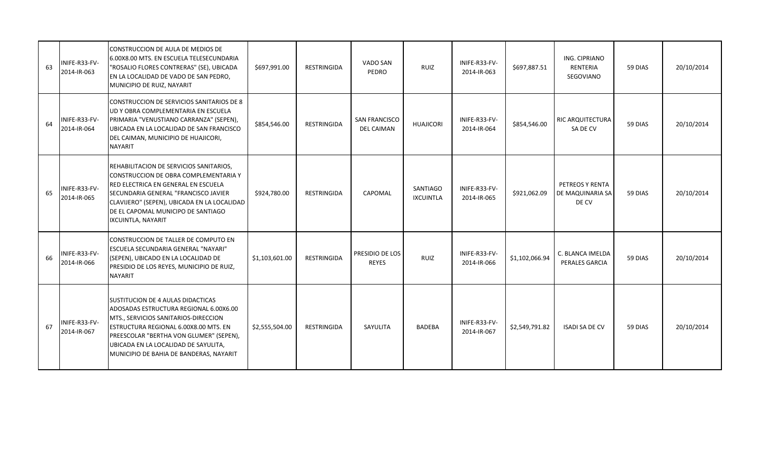| 63 | INIFE-R33-FV-2014-IR-063 | CONSTRUCCION DE AULA DE MEDIOS DE 6.00X8.00 MTS. EN ESCUELA TELESECUNDARIA "ROSALIO FLORES CONTRERAS" (SE), UBICADA EN LA LOCALIDAD DE VADO DE SAN PEDRO, MUNICIPIO DE RUIZ, NAYARIT | $697,991.00 | RESTRINGIDA | VADO SAN PEDRO | RUIZ | INIFE-R33-FV-2014-IR-063 | $697,887.51 | ING. CIPRIANO RENTERIA SEGOVIANO | 59 DIAS | 20/10/2014 |
|---|---|---|---|---|---|---|---|---|---|---|---|
| 64 | INIFE-R33-FV-2014-IR-064 | CONSTRUCCION DE SERVICIOS SANITARIOS DE 8 UD Y OBRA COMPLEMENTARIA EN ESCUELA PRIMARIA "VENUSTIANO CARRANZA" (SEPEN), UBICADA EN LA LOCALIDAD DE SAN FRANCISCO DEL CAIMAN, MUNICIPIO DE HUAJICORI, NAYARIT | $854,546.00 | RESTRINGIDA | SAN FRANCISCO DEL CAIMAN | HUAJICORI | INIFE-R33-FV-2014-IR-064 | $854,546.00 | RIC ARQUITECTURA SA DE CV | 59 DIAS | 20/10/2014 |
| 65 | INIFE-R33-FV-2014-IR-065 | REHABILITACION DE SERVICIOS SANITARIOS, CONSTRUCCION DE OBRA COMPLEMENTARIA Y RED ELECTRICA EN GENERAL EN ESCUELA SECUNDARIA GENERAL "FRANCISCO JAVIER CLAVIJERO" (SEPEN), UBICADA EN LA LOCALIDAD DE EL CAPOMAL MUNICIPO DE SANTIAGO IXCUINTLA, NAYARIT | $924,780.00 | RESTRINGIDA | CAPOMAL | SANTIAGO IXCUINTLA | INIFE-R33-FV-2014-IR-065 | $921,062.09 | PETREOS Y RENTA DE MAQUINARIA SA DE CV | 59 DIAS | 20/10/2014 |
| 66 | INIFE-R33-FV-2014-IR-066 | CONSTRUCCION DE TALLER DE COMPUTO EN ESCUELA SECUNDARIA GENERAL "NAYARI" (SEPEN), UBICADO EN LA LOCALIDAD DE PRESIDIO DE LOS REYES, MUNICIPIO DE RUIZ, NAYARIT | $1,103,601.00 | RESTRINGIDA | PRESIDIO DE LOS REYES | RUIZ | INIFE-R33-FV-2014-IR-066 | $1,102,066.94 | C. BLANCA IMELDA PERALES GARCIA | 59 DIAS | 20/10/2014 |
| 67 | INIFE-R33-FV-2014-IR-067 | SUSTITUCION DE 4 AULAS DIDACTICAS ADOSADAS ESTRUCTURA REGIONAL 6.00X6.00 MTS., SERVICIOS SANITARIOS-DIRECCION ESTRUCTURA REGIONAL 6.00X8.00 MTS. EN PREESCOLAR "BERTHA VON GLUMER" (SEPEN), UBICADA EN LA LOCALIDAD DE SAYULITA, MUNICIPIO DE BAHIA DE BANDERAS, NAYARIT | $2,555,504.00 | RESTRINGIDA | SAYULITA | BADEBA | INIFE-R33-FV-2014-IR-067 | $2,549,791.82 | ISADI SA DE CV | 59 DIAS | 20/10/2014 |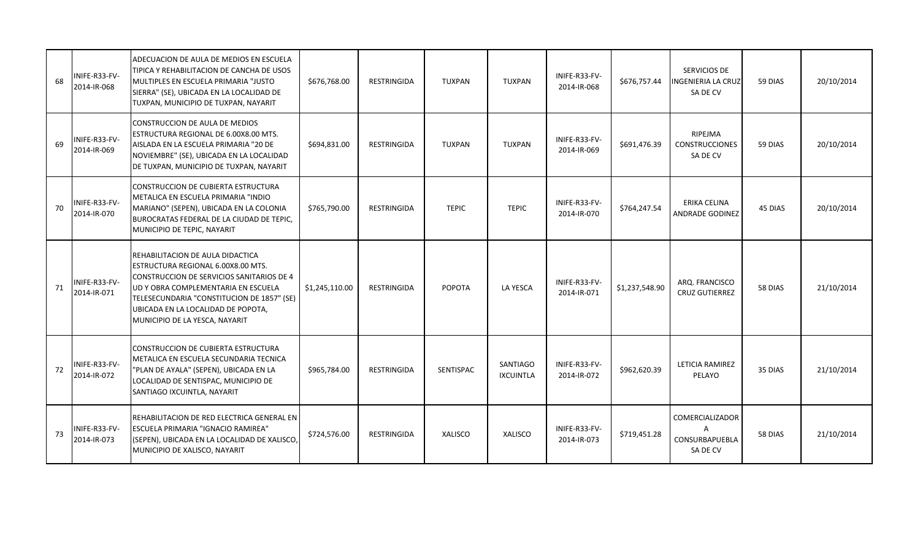| | | | | | | | | | | | |
|---|---|---|---|---|---|---|---|---|---|---|---|
| 68 | INIFE-R33-FV-2014-IR-068 | ADECUACION DE AULA DE MEDIOS EN ESCUELA TIPICA Y REHABILITACION DE CANCHA DE USOS MULTIPLES EN ESCUELA PRIMARIA "JUSTO SIERRA" (SE), UBICADA EN LA LOCALIDAD DE TUXPAN, MUNICIPIO DE TUXPAN, NAYARIT | $676,768.00 | RESTRINGIDA | TUXPAN | TUXPAN | INIFE-R33-FV-2014-IR-068 | $676,757.44 | SERVICIOS DE INGENIERIA LA CRUZ SA DE CV | 59 DIAS | 20/10/2014 |
| 69 | INIFE-R33-FV-2014-IR-069 | CONSTRUCCION DE AULA DE MEDIOS ESTRUCTURA REGIONAL DE 6.00X8.00 MTS. AISLADA EN LA ESCUELA PRIMARIA "20 DE NOVIEMBRE" (SE), UBICADA EN LA LOCALIDAD DE TUXPAN, MUNICIPIO DE TUXPAN, NAYARIT | $694,831.00 | RESTRINGIDA | TUXPAN | TUXPAN | INIFE-R33-FV-2014-IR-069 | $691,476.39 | RIPEJMA CONSTRUCCIONES SA DE CV | 59 DIAS | 20/10/2014 |
| 70 | INIFE-R33-FV-2014-IR-070 | CONSTRUCCION DE CUBIERTA ESTRUCTURA METALICA EN ESCUELA PRIMARIA "INDIO MARIANO" (SEPEN), UBICADA EN LA COLONIA BUROCRATAS FEDERAL DE LA CIUDAD DE TEPIC, MUNICIPIO DE TEPIC, NAYARIT | $765,790.00 | RESTRINGIDA | TEPIC | TEPIC | INIFE-R33-FV-2014-IR-070 | $764,247.54 | ERIKA CELINA ANDRADE GODINEZ | 45 DIAS | 20/10/2014 |
| 71 | INIFE-R33-FV-2014-IR-071 | REHABILITACION DE AULA DIDACTICA ESTRUCTURA REGIONAL 6.00X8.00 MTS. CONSTRUCCION DE SERVICIOS SANITARIOS DE 4 UD Y OBRA COMPLEMENTARIA EN ESCUELA TELESECUNDARIA "CONSTITUCION DE 1857" (SE) UBICADA EN LA LOCALIDAD DE POPOTA, MUNICIPIO DE LA YESCA, NAYARIT | $1,245,110.00 | RESTRINGIDA | POPOTA | LA YESCA | INIFE-R33-FV-2014-IR-071 | $1,237,548.90 | ARQ. FRANCISCO CRUZ GUTIERREZ | 58 DIAS | 21/10/2014 |
| 72 | INIFE-R33-FV-2014-IR-072 | CONSTRUCCION DE CUBIERTA ESTRUCTURA METALICA EN ESCUELA SECUNDARIA TECNICA "PLAN DE AYALA" (SEPEN), UBICADA EN LA LOCALIDAD DE SENTISPAC, MUNICIPIO DE SANTIAGO IXCUINTLA, NAYARIT | $965,784.00 | RESTRINGIDA | SENTISPAC | SANTIAGO IXCUINTLA | INIFE-R33-FV-2014-IR-072 | $962,620.39 | LETICIA RAMIREZ PELAYO | 35 DIAS | 21/10/2014 |
| 73 | INIFE-R33-FV-2014-IR-073 | REHABILITACION DE RED ELECTRICA GENERAL EN ESCUELA PRIMARIA "IGNACIO RAMIREA" (SEPEN), UBICADA EN LA LOCALIDAD DE XALISCO, MUNICIPIO DE XALISCO, NAYARIT | $724,576.00 | RESTRINGIDA | XALISCO | XALISCO | INIFE-R33-FV-2014-IR-073 | $719,451.28 | COMERCIALIZADOR A CONSURBAPUEBLA SA DE CV | 58 DIAS | 21/10/2014 |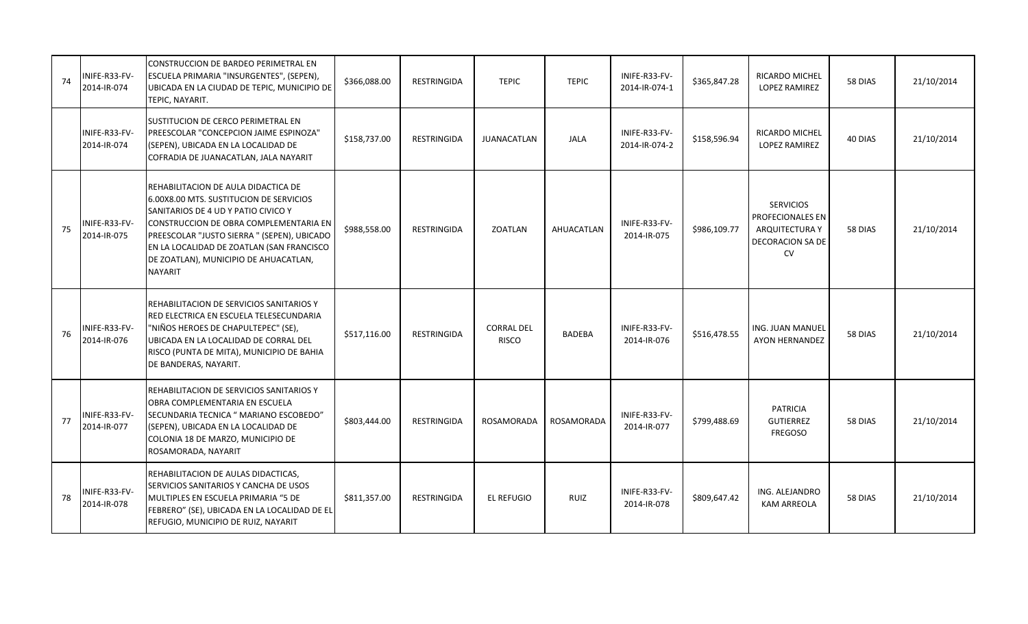| 74 | INIFE-R33-FV-2014-IR-074 | CONSTRUCCION DE BARDEO PERIMETRAL EN ESCUELA PRIMARIA "INSURGENTES", (SEPEN), UBICADA EN LA CIUDAD DE TEPIC, MUNICIPIO DE TEPIC, NAYARIT. | $366,088.00 | RESTRINGIDA | TEPIC | TEPIC | INIFE-R33-FV-2014-IR-074-1 | $365,847.28 | RICARDO MICHEL LOPEZ RAMIREZ | 58 DIAS | 21/10/2014 |
|---|---|---|---|---|---|---|---|---|---|---|---|
| | INIFE-R33-FV-2014-IR-074 | SUSTITUCION DE CERCO PERIMETRAL EN PREESCOLAR "CONCEPCION JAIME ESPINOZA" (SEPEN), UBICADA EN LA LOCALIDAD DE COFRADIA DE JUANACATLAN, JALA NAYARIT | $158,737.00 | RESTRINGIDA | JUANACATLAN | JALA | INIFE-R33-FV-2014-IR-074-2 | $158,596.94 | RICARDO MICHEL LOPEZ RAMIREZ | 40 DIAS | 21/10/2014 |
| 75 | INIFE-R33-FV-2014-IR-075 | REHABILITACION DE AULA DIDACTICA DE 6.00X8.00 MTS. SUSTITUCION DE SERVICIOS SANITARIOS DE 4 UD Y PATIO CIVICO Y CONSTRUCCION DE OBRA COMPLEMENTARIA EN PREESCOLAR "JUSTO SIERRA " (SEPEN), UBICADO EN LA LOCALIDAD DE ZOATLAN (SAN FRANCISCO DE ZOATLAN), MUNICIPIO DE AHUACATLAN, NAYARIT | $988,558.00 | RESTRINGIDA | ZOATLAN | AHUACATLAN | INIFE-R33-FV-2014-IR-075 | $986,109.77 | SERVICIOS PROFECIONALES EN ARQUITECTURA Y DECORACION SA DE CV | 58 DIAS | 21/10/2014 |
| 76 | INIFE-R33-FV-2014-IR-076 | REHABILITACION DE SERVICIOS SANITARIOS Y RED ELECTRICA EN ESCUELA TELESECUNDARIA "NIÑOS HEROES DE CHAPULTEPEC" (SE), UBICADA EN LA LOCALIDAD DE CORRAL DEL RISCO (PUNTA DE MITA), MUNICIPIO DE BAHIA DE BANDERAS, NAYARIT. | $517,116.00 | RESTRINGIDA | CORRAL DEL RISCO | BADEBA | INIFE-R33-FV-2014-IR-076 | $516,478.55 | ING. JUAN MANUEL AYON HERNANDEZ | 58 DIAS | 21/10/2014 |
| 77 | INIFE-R33-FV-2014-IR-077 | REHABILITACION DE SERVICIOS SANITARIOS Y OBRA COMPLEMENTARIA EN ESCUELA SECUNDARIA TECNICA " MARIANO ESCOBEDO" (SEPEN), UBICADA EN LA LOCALIDAD DE COLONIA 18 DE MARZO, MUNICIPIO DE ROSAMORADA, NAYARIT | $803,444.00 | RESTRINGIDA | ROSAMORADA | ROSAMORADA | INIFE-R33-FV-2014-IR-077 | $799,488.69 | PATRICIA GUTIERREZ FREGOSO | 58 DIAS | 21/10/2014 |
| 78 | INIFE-R33-FV-2014-IR-078 | REHABILITACION DE AULAS DIDACTICAS, SERVICIOS SANITARIOS Y CANCHA DE USOS MULTIPLES EN ESCUELA PRIMARIA "5 DE FEBRERO" (SE), UBICADA EN LA LOCALIDAD DE EL REFUGIO, MUNICIPIO DE RUIZ, NAYARIT | $811,357.00 | RESTRINGIDA | EL REFUGIO | RUIZ | INIFE-R33-FV-2014-IR-078 | $809,647.42 | ING. ALEJANDRO KAM ARREOLA | 58 DIAS | 21/10/2014 |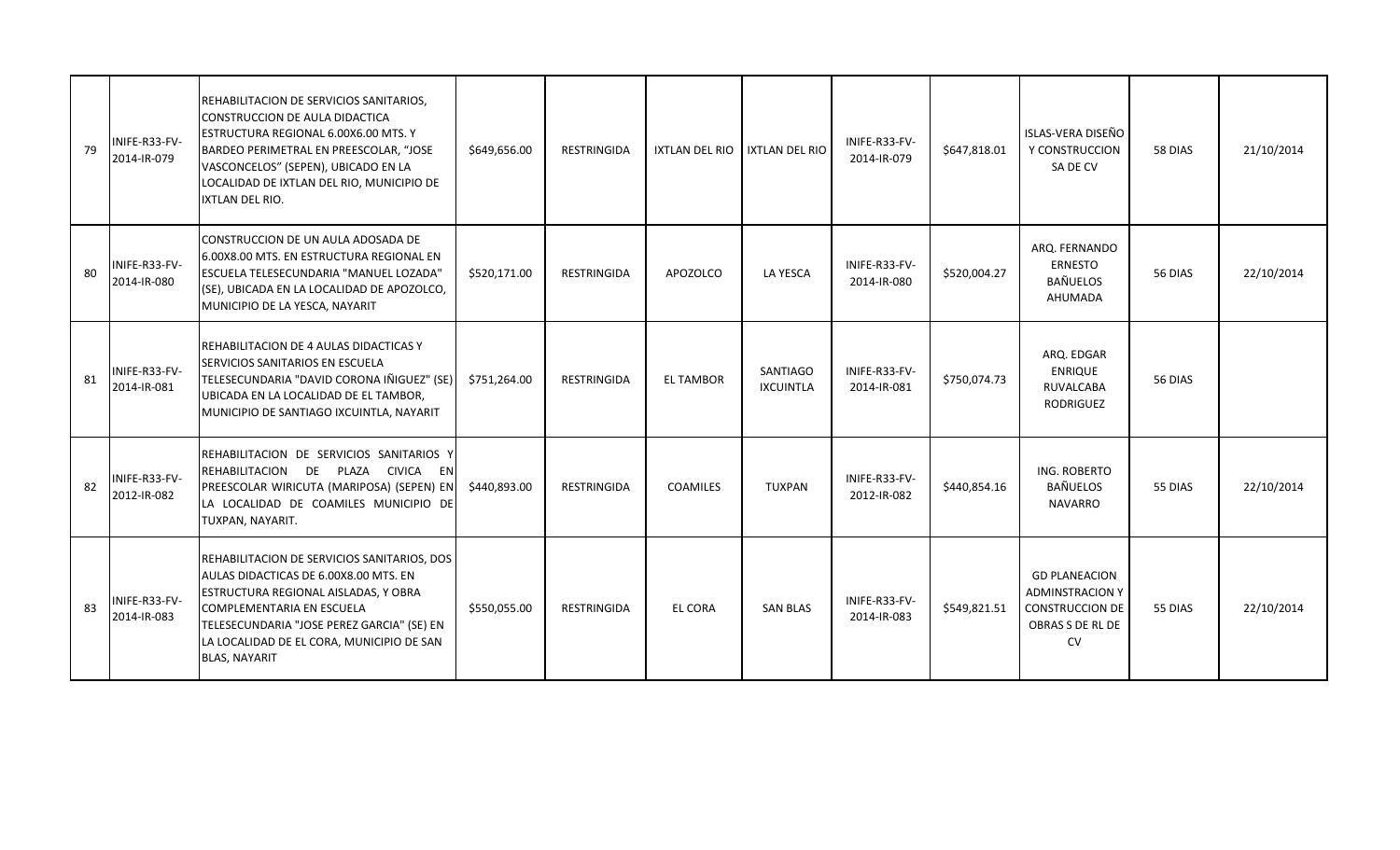| 79 | INIFE-R33-FV-2014-IR-079 | REHABILITACION DE SERVICIOS SANITARIOS, CONSTRUCCION DE AULA DIDACTICA ESTRUCTURA REGIONAL 6.00X6.00 MTS. Y BARDEO PERIMETRAL EN PREESCOLAR, “JOSE VASCONCELOS” (SEPEN), UBICADO EN LA LOCALIDAD DE IXTLAN DEL RIO, MUNICIPIO DE IXTLAN DEL RIO. | \$649,656.00 | RESTRINGIDA | IXTLAN DEL RIO | IXTLAN DEL RIO | INIFE-R33-FV-2014-IR-079 | \$647,818.01 | ISLAS-VERA DISEÑO Y CONSTRUCCION SA DE CV | 58 DIAS | 21/10/2014 |
|---|---|---|---|---|---|---|---|---|---|---|---|
| 80 | INIFE-R33-FV-2014-IR-080 | CONSTRUCCION DE UN AULA ADOSADA DE 6.00X8.00 MTS. EN ESTRUCTURA REGIONAL EN ESCUELA TELESECUNDARIA "MANUEL LOZADA" (SE), UBICADA EN LA LOCALIDAD DE APOZOLCO, MUNICIPIO DE LA YESCA, NAYARIT | \$520,171.00 | RESTRINGIDA | APOZOLCO | LA YESCA | INIFE-R33-FV-2014-IR-080 | \$520,004.27 | ARQ. FERNANDO ERNESTO BAÑUELOS AHUMADA | 56 DIAS | 22/10/2014 |
| 81 | INIFE-R33-FV-2014-IR-081 | REHABILITACION DE 4 AULAS DIDACTICAS Y SERVICIOS SANITARIOS EN ESCUELA TELESECUNDARIA "DAVID CORONA IÑIGUEZ" (SE) UBICADA EN LA LOCALIDAD DE EL TAMBOR, MUNICIPIO DE SANTIAGO IXCUINTLA, NAYARIT | \$751,264.00 | RESTRINGIDA | EL TAMBOR | SANTIAGO IXCUINTLA | INIFE-R33-FV-2014-IR-081 | \$750,074.73 | ARQ. EDGAR ENRIQUE RUVALCABA RODRIGUEZ | 56 DIAS | |
| 82 | INIFE-R33-FV-2012-IR-082 | REHABILITACION DE SERVICIOS SANITARIOS Y REHABILITACION DE PLAZA CIVICA EN PREESCOLAR WIRICUTA (MARIPOSA) (SEPEN) EN LA LOCALIDAD DE COAMILES MUNICIPIO DE TUXPAN, NAYARIT. | \$440,893.00 | RESTRINGIDA | COAMILES | TUXPAN | INIFE-R33-FV-2012-IR-082 | \$440,854.16 | ING. ROBERTO BAÑUELOS NAVARRO | 55 DIAS | 22/10/2014 |
| 83 | INIFE-R33-FV-2014-IR-083 | REHABILITACION DE SERVICIOS SANITARIOS, DOS AULAS DIDACTICAS DE 6.00X8.00 MTS. EN ESTRUCTURA REGIONAL AISLADAS, Y OBRA COMPLEMENTARIA EN ESCUELA TELESECUNDARIA "JOSE PEREZ GARCIA" (SE) EN LA LOCALIDAD DE EL CORA, MUNICIPIO DE SAN BLAS, NAYARIT | \$550,055.00 | RESTRINGIDA | EL CORA | SAN BLAS | INIFE-R33-FV-2014-IR-083 | \$549,821.51 | GD PLANEACION ADMINSTRACION Y CONSTRUCCION DE OBRAS S DE RL DE CV | 55 DIAS | 22/10/2014 |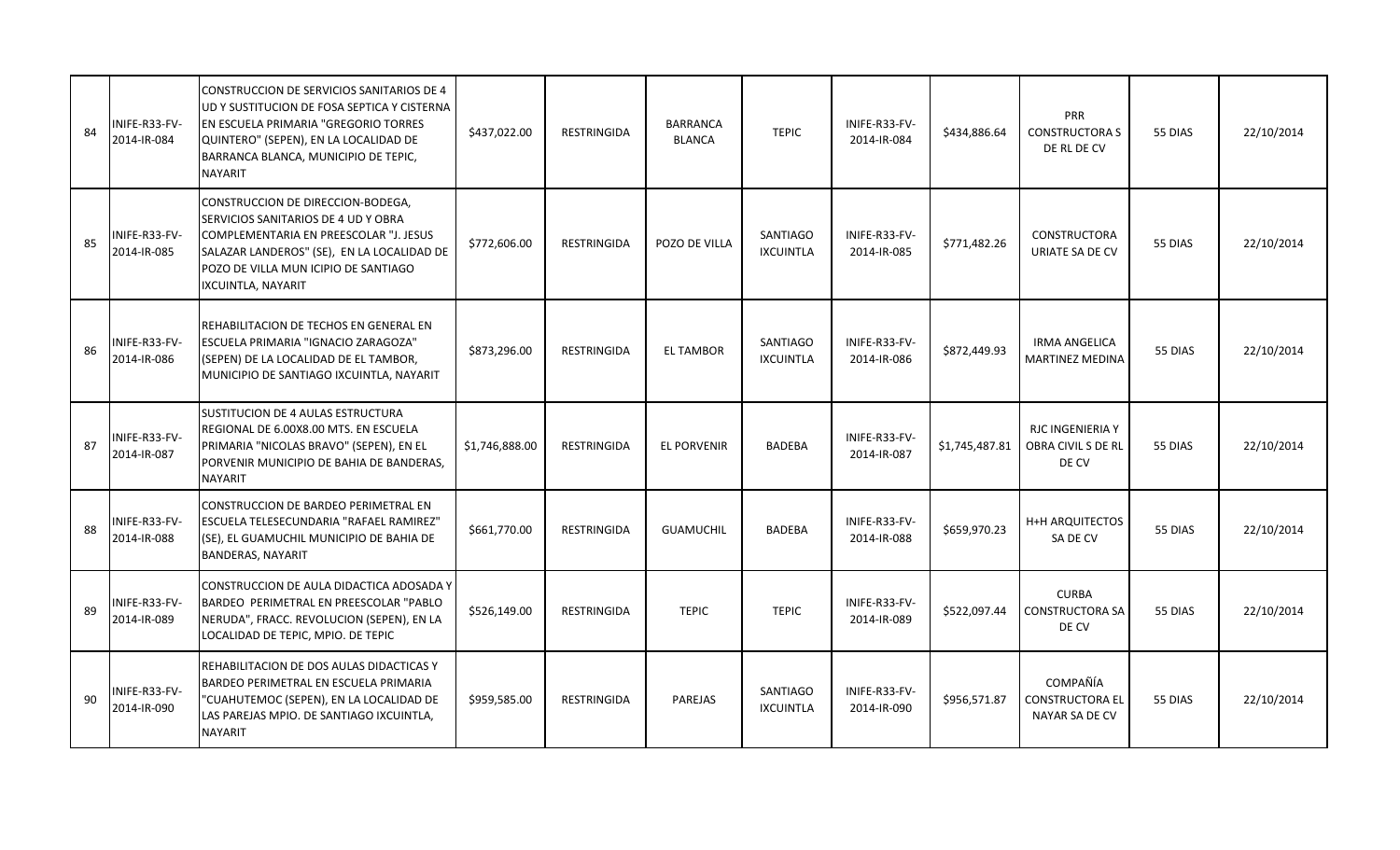| | | | | | | | | | | | |
|---|---|---|---|---|---|---|---|---|---|---|---|
| 84 | INIFE-R33-FV-2014-IR-084 | CONSTRUCCION DE SERVICIOS SANITARIOS DE 4 UD Y SUSTITUCION DE FOSA SEPTICA Y CISTERNA EN ESCUELA PRIMARIA "GREGORIO TORRES QUINTERO" (SEPEN), EN LA LOCALIDAD DE BARRANCA BLANCA, MUNICIPIO DE TEPIC, NAYARIT | $437,022.00 | RESTRINGIDA | BARRANCA BLANCA | TEPIC | INIFE-R33-FV-2014-IR-084 | $434,886.64 | PRR CONSTRUCTORA S DE RL DE CV | 55 DIAS | 22/10/2014 |
| 85 | INIFE-R33-FV-2014-IR-085 | CONSTRUCCION DE DIRECCION-BODEGA, SERVICIOS SANITARIOS DE 4 UD Y OBRA COMPLEMENTARIA EN PREESCOLAR "J. JESUS SALAZAR LANDEROS" (SE), EN LA LOCALIDAD DE POZO DE VILLA MUN ICIPIO DE SANTIAGO IXCUINTLA, NAYARIT | $772,606.00 | RESTRINGIDA | POZO DE VILLA | SANTIAGO IXCUINTLA | INIFE-R33-FV-2014-IR-085 | $771,482.26 | CONSTRUCTORA URIATE SA DE CV | 55 DIAS | 22/10/2014 |
| 86 | INIFE-R33-FV-2014-IR-086 | REHABILITACION DE TECHOS EN GENERAL EN ESCUELA PRIMARIA "IGNACIO ZARAGOZA" (SEPEN) DE LA LOCALIDAD DE EL TAMBOR, MUNICIPIO DE SANTIAGO IXCUINTLA, NAYARIT | $873,296.00 | RESTRINGIDA | EL TAMBOR | SANTIAGO IXCUINTLA | INIFE-R33-FV-2014-IR-086 | $872,449.93 | IRMA ANGELICA MARTINEZ MEDINA | 55 DIAS | 22/10/2014 |
| 87 | INIFE-R33-FV-2014-IR-087 | SUSTITUCION DE 4 AULAS ESTRUCTURA REGIONAL DE 6.00X8.00 MTS. EN ESCUELA PRIMARIA "NICOLAS BRAVO" (SEPEN), EN EL PORVENIR MUNICIPIO DE BAHIA DE BANDERAS, NAYARIT | $1,746,888.00 | RESTRINGIDA | EL PORVENIR | BADEBA | INIFE-R33-FV-2014-IR-087 | $1,745,487.81 | RJC INGENIERIA Y OBRA CIVIL S DE RL DE CV | 55 DIAS | 22/10/2014 |
| 88 | INIFE-R33-FV-2014-IR-088 | CONSTRUCCION DE BARDEO PERIMETRAL EN ESCUELA TELESECUNDARIA "RAFAEL RAMIREZ" (SE), EL GUAMUCHIL MUNICIPIO DE BAHIA DE BANDERAS, NAYARIT | $661,770.00 | RESTRINGIDA | GUAMUCHIL | BADEBA | INIFE-R33-FV-2014-IR-088 | $659,970.23 | H+H ARQUITECTOS SA DE CV | 55 DIAS | 22/10/2014 |
| 89 | INIFE-R33-FV-2014-IR-089 | CONSTRUCCION DE AULA DIDACTICA ADOSADA Y BARDEO PERIMETRAL EN PREESCOLAR "PABLO NERUDA", FRACC. REVOLUCION (SEPEN), EN LA LOCALIDAD DE TEPIC, MPIO. DE TEPIC | $526,149.00 | RESTRINGIDA | TEPIC | TEPIC | INIFE-R33-FV-2014-IR-089 | $522,097.44 | CURBA CONSTRUCTORA SA DE CV | 55 DIAS | 22/10/2014 |
| 90 | INIFE-R33-FV-2014-IR-090 | REHABILITACION DE DOS AULAS DIDACTICAS Y BARDEO PERIMETRAL EN ESCUELA PRIMARIA "CUAHUTEMOC (SEPEN), EN LA LOCALIDAD DE LAS PAREJAS MPIO. DE SANTIAGO IXCUINTLA, NAYARIT | $959,585.00 | RESTRINGIDA | PAREJAS | SANTIAGO IXCUINTLA | INIFE-R33-FV-2014-IR-090 | $956,571.87 | COMPAÑÍA CONSTRUCTORA EL NAYAR SA DE CV | 55 DIAS | 22/10/2014 |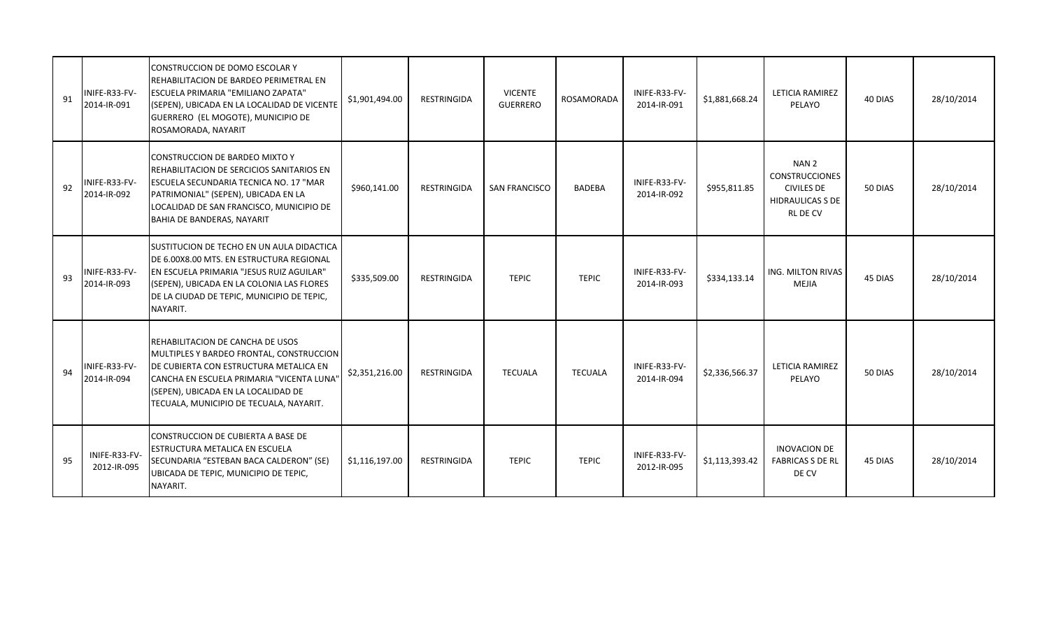| 91 | INIFE-R33-FV-2014-IR-091 | CONSTRUCCION DE DOMO ESCOLAR Y REHABILITACION DE BARDEO PERIMETRAL EN ESCUELA PRIMARIA "EMILIANO ZAPATA" (SEPEN), UBICADA EN LA LOCALIDAD DE VICENTE GUERRERO (EL MOGOTE), MUNICIPIO DE ROSAMORADA, NAYARIT | $1,901,494.00 | RESTRINGIDA | VICENTE GUERRERO | ROSAMORADA | INIFE-R33-FV-2014-IR-091 | $1,881,668.24 | LETICIA RAMIREZ PELAYO | 40 DIAS | 28/10/2014 |
|---|---|---|---|---|---|---|---|---|---|---|---|
| 92 | INIFE-R33-FV-2014-IR-092 | CONSTRUCCION DE BARDEO MIXTO Y REHABILITACION DE SERCICIOS SANITARIOS EN ESCUELA SECUNDARIA TECNICA NO. 17 "MAR PATRIMONIAL" (SEPEN), UBICADA EN LA LOCALIDAD DE SAN FRANCISCO, MUNICIPIO DE BAHIA DE BANDERAS, NAYARIT | $960,141.00 | RESTRINGIDA | SAN FRANCISCO | BADEBA | INIFE-R33-FV-2014-IR-092 | $955,811.85 | NAN 2 CONSTRUCCIONES CIVILES DE HIDRAULICAS S DE RL DE CV | 50 DIAS | 28/10/2014 |
| 93 | INIFE-R33-FV-2014-IR-093 | SUSTITUCION DE TECHO EN UN AULA DIDACTICA DE 6.00X8.00 MTS. EN ESTRUCTURA REGIONAL EN ESCUELA PRIMARIA "JESUS RUIZ AGUILAR" (SEPEN), UBICADA EN LA COLONIA LAS FLORES DE LA CIUDAD DE TEPIC, MUNICIPIO DE TEPIC, NAYARIT. | $335,509.00 | RESTRINGIDA | TEPIC | TEPIC | INIFE-R33-FV-2014-IR-093 | $334,133.14 | ING. MILTON RIVAS MEJIA | 45 DIAS | 28/10/2014 |
| 94 | INIFE-R33-FV-2014-IR-094 | REHABILITACION DE CANCHA DE USOS MULTIPLES Y BARDEO FRONTAL, CONSTRUCCION DE CUBIERTA CON ESTRUCTURA METALICA EN CANCHA EN ESCUELA PRIMARIA "VICENTA LUNA" (SEPEN), UBICADA EN LA LOCALIDAD DE TECUALA, MUNICIPIO DE TECUALA, NAYARIT. | $2,351,216.00 | RESTRINGIDA | TECUALA | TECUALA | INIFE-R33-FV-2014-IR-094 | $2,336,566.37 | LETICIA RAMIREZ PELAYO | 50 DIAS | 28/10/2014 |
| 95 | INIFE-R33-FV-2012-IR-095 | CONSTRUCCION DE CUBIERTA A BASE DE ESTRUCTURA METALICA EN ESCUELA SECUNDARIA "ESTEBAN BACA CALDERON" (SE) UBICADA DE TEPIC, MUNICIPIO DE TEPIC, NAYARIT. | $1,116,197.00 | RESTRINGIDA | TEPIC | TEPIC | INIFE-R33-FV-2012-IR-095 | $1,113,393.42 | INOVACION DE FABRICAS S DE RL DE CV | 45 DIAS | 28/10/2014 |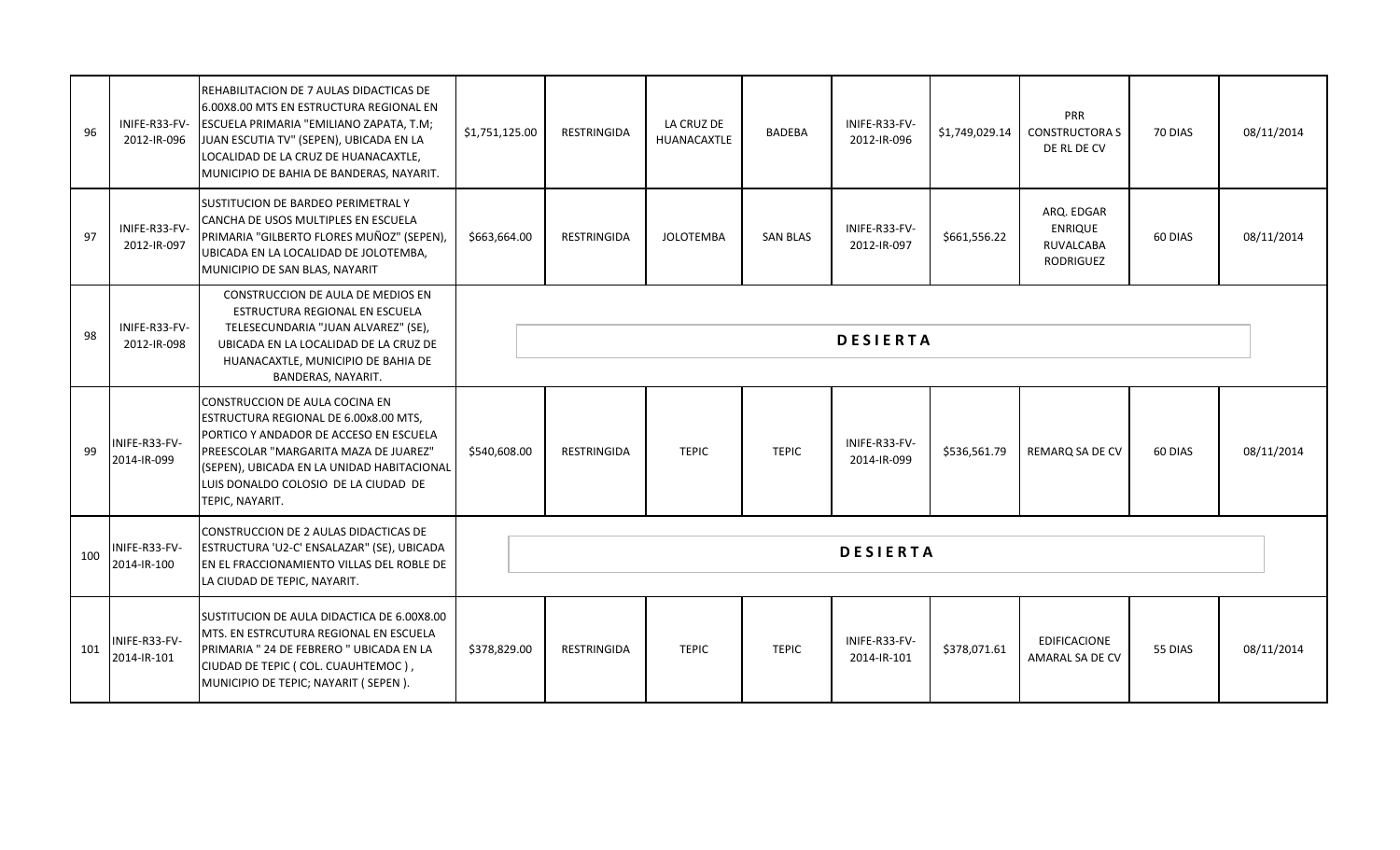| | | | | | | | | | | | |
|---|---|---|---|---|---|---|---|---|---|---|---|
| 96 | INIFE-R33-FV-2012-IR-096 | REHABILITACION DE 7 AULAS DIDACTICAS DE 6.00X8.00 MTS EN ESTRUCTURA REGIONAL EN ESCUELA PRIMARIA "EMILIANO ZAPATA, T.M; JUAN ESCUTIA TV" (SEPEN), UBICADA EN LA LOCALIDAD DE LA CRUZ DE HUANACAXTLE, MUNICIPIO DE BAHIA DE BANDERAS, NAYARIT. | $1,751,125.00 | RESTRINGIDA | LA CRUZ DE HUANACAXTLE | BADEBA | INIFE-R33-FV-2012-IR-096 | $1,749,029.14 | PRR CONSTRUCTORA S DE RL DE CV | 70 DIAS | 08/11/2014 |
| 97 | INIFE-R33-FV-2012-IR-097 | SUSTITUCION DE BARDEO PERIMETRAL Y CANCHA DE USOS MULTIPLES EN ESCUELA PRIMARIA "GILBERTO FLORES MUÑOZ" (SEPEN), UBICADA EN LA LOCALIDAD DE JOLOTEMBA, MUNICIPIO DE SAN BLAS, NAYARIT | $663,664.00 | RESTRINGIDA | JOLOTEMBA | SAN BLAS | INIFE-R33-FV-2012-IR-097 | $661,556.22 | ARQ. EDGAR ENRIQUE RUVALCABA RODRIGUEZ | 60 DIAS | 08/11/2014 |
| 98 | INIFE-R33-FV-2012-IR-098 | CONSTRUCCION DE AULA DE MEDIOS EN ESTRUCTURA REGIONAL EN ESCUELA TELESECUNDARIA "JUAN ALVAREZ" (SE), UBICADA EN LA LOCALIDAD DE LA CRUZ DE HUANACAXTLE, MUNICIPIO DE BAHIA DE BANDERAS, NAYARIT. | **DESIERTA** | | | | | | | | |
| 99 | INIFE-R33-FV-2014-IR-099 | CONSTRUCCION DE AULA COCINA EN ESTRUCTURA REGIONAL DE 6.00x8.00 MTS, PORTICO Y ANDADOR DE ACCESO EN ESCUELA PREESCOLAR "MARGARITA MAZA DE JUAREZ" (SEPEN), UBICADA EN LA UNIDAD HABITACIONAL LUIS DONALDO COLOSIO DE LA CIUDAD DE TEPIC, NAYARIT. | $540,608.00 | RESTRINGIDA | TEPIC | TEPIC | INIFE-R33-FV-2014-IR-099 | $536,561.79 | REMARQ SA DE CV | 60 DIAS | 08/11/2014 |
| 100 | INIFE-R33-FV-2014-IR-100 | CONSTRUCCION DE 2 AULAS DIDACTICAS DE ESTRUCTURA 'U2-C' ENSALAZAR" (SE), UBICADA EN EL FRACCIONAMIENTO VILLAS DEL ROBLE DE LA CIUDAD DE TEPIC, NAYARIT. | **DESIERTA** | | | | | | | | |
| 101 | INIFE-R33-FV-2014-IR-101 | SUSTITUCION DE AULA DIDACTICA DE 6.00X8.00 MTS. EN ESTRCUTURA REGIONAL EN ESCUELA PRIMARIA " 24 DE FEBRERO " UBICADA EN LA CIUDAD DE TEPIC ( COL. CUAUHTEMOC ), MUNICIPIO DE TEPIC; NAYARIT ( SEPEN ). | $378,829.00 | RESTRINGIDA | TEPIC | TEPIC | INIFE-R33-FV-2014-IR-101 | $378,071.61 | EDIFICACIONE AMARAL SA DE CV | 55 DIAS | 08/11/2014 |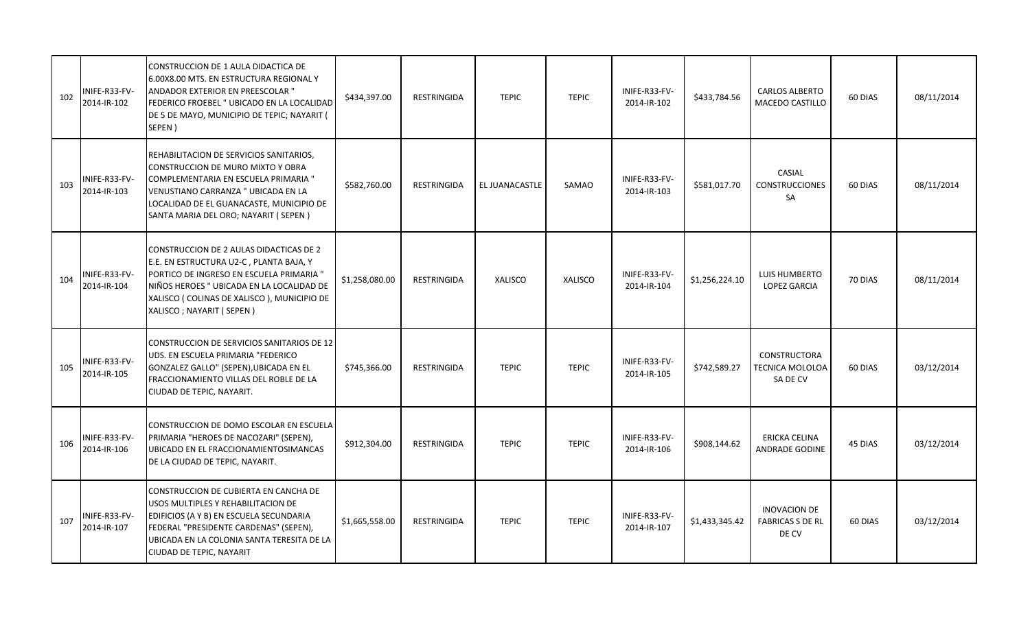| | | | | | | | | | | | |
|---|---|---|---|---|---|---|---|---|---|---|---|
| 102 | INIFE-R33-FV-2014-IR-102 | CONSTRUCCION DE 1 AULA DIDACTICA DE 6.00X8.00 MTS. EN ESTRUCTURA REGIONAL Y ANDADOR EXTERIOR EN PREESCOLAR " FEDERICO FROEBEL " UBICADO EN LA LOCALIDAD DE 5 DE MAYO, MUNICIPIO DE TEPIC; NAYARIT ( SEPEN ) | $434,397.00 | RESTRINGIDA | TEPIC | TEPIC | INIFE-R33-FV-2014-IR-102 | $433,784.56 | CARLOS ALBERTO MACEDO CASTILLO | 60 DIAS | 08/11/2014 |
| 103 | INIFE-R33-FV-2014-IR-103 | REHABILITACION DE SERVICIOS SANITARIOS, CONSTRUCCION DE MURO MIXTO Y OBRA COMPLEMENTARIA EN ESCUELA PRIMARIA " VENUSTIANO CARRANZA " UBICADA EN LA LOCALIDAD DE EL GUANACASTE, MUNICIPIO DE SANTA MARIA DEL ORO; NAYARIT ( SEPEN ) | $582,760.00 | RESTRINGIDA | EL JUANACASTLE | SAMAO | INIFE-R33-FV-2014-IR-103 | $581,017.70 | CASIAL CONSTRUCCIONES SA | 60 DIAS | 08/11/2014 |
| 104 | INIFE-R33-FV-2014-IR-104 | CONSTRUCCION DE 2 AULAS DIDACTICAS DE 2 E.E. EN ESTRUCTURA U2-C , PLANTA BAJA, Y PORTICO DE INGRESO EN ESCUELA PRIMARIA " NIÑOS HEROES " UBICADA EN LA LOCALIDAD DE XALISCO ( COLINAS DE XALISCO ), MUNICIPIO DE XALISCO ; NAYARIT ( SEPEN ) | $1,258,080.00 | RESTRINGIDA | XALISCO | XALISCO | INIFE-R33-FV-2014-IR-104 | $1,256,224.10 | LUIS HUMBERTO LOPEZ GARCIA | 70 DIAS | 08/11/2014 |
| 105 | INIFE-R33-FV-2014-IR-105 | CONSTRUCCION DE SERVICIOS SANITARIOS DE 12 UDS. EN ESCUELA PRIMARIA "FEDERICO GONZALEZ GALLO" (SEPEN),UBICADA EN EL FRACCIONAMIENTO VILLAS DEL ROBLE DE LA CIUDAD DE TEPIC, NAYARIT. | $745,366.00 | RESTRINGIDA | TEPIC | TEPIC | INIFE-R33-FV-2014-IR-105 | $742,589.27 | CONSTRUCTORA TECNICA MOLOLOA SA DE CV | 60 DIAS | 03/12/2014 |
| 106 | INIFE-R33-FV-2014-IR-106 | CONSTRUCCION DE DOMO ESCOLAR EN ESCUELA PRIMARIA "HEROES DE NACOZARI" (SEPEN), UBICADO EN EL FRACCIONAMIENTOSIMANCAS DE LA CIUDAD DE TEPIC, NAYARIT. | $912,304.00 | RESTRINGIDA | TEPIC | TEPIC | INIFE-R33-FV-2014-IR-106 | $908,144.62 | ERICKA CELINA ANDRADE GODINE | 45 DIAS | 03/12/2014 |
| 107 | INIFE-R33-FV-2014-IR-107 | CONSTRUCCION DE CUBIERTA EN CANCHA DE USOS MULTIPLES Y REHABILITACION DE EDIFICIOS (A Y B) EN ESCUELA SECUNDARIA FEDERAL "PRESIDENTE CARDENAS" (SEPEN), UBICADA EN LA COLONIA SANTA TERESITA DE LA CIUDAD DE TEPIC, NAYARIT | $1,665,558.00 | RESTRINGIDA | TEPIC | TEPIC | INIFE-R33-FV-2014-IR-107 | $1,433,345.42 | INOVACION DE FABRICAS S DE RL DE CV | 60 DIAS | 03/12/2014 |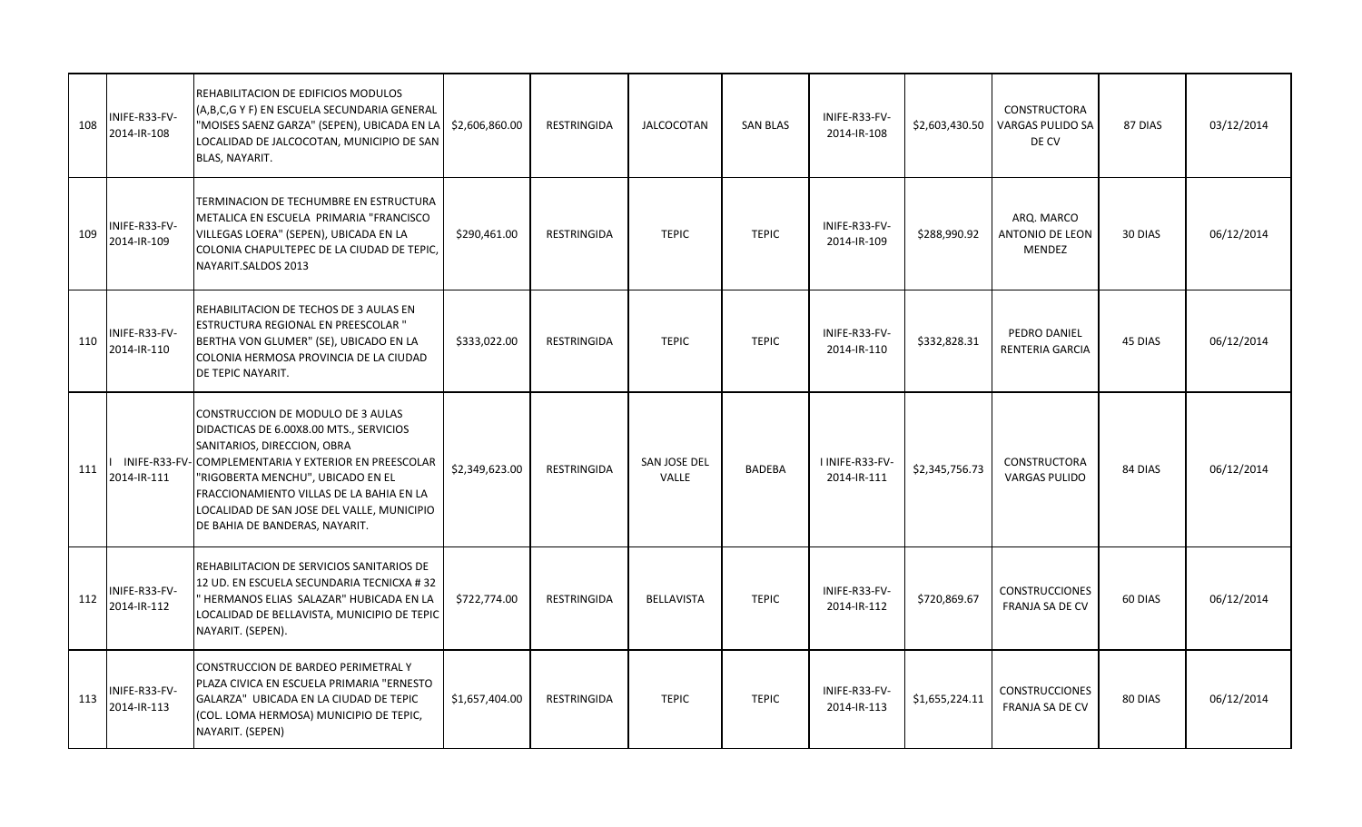| | | | | | | | | | | | |
|---|---|---|---|---|---|---|---|---|---|---|---|
| 108 | INIFE-R33-FV-2014-IR-108 | REHABILITACION DE EDIFICIOS MODULOS (A,B,C,G Y F) EN ESCUELA SECUNDARIA GENERAL "MOISES SAENZ GARZA" (SEPEN), UBICADA EN LA LOCALIDAD DE JALCOCOTAN, MUNICIPIO DE SAN BLAS, NAYARIT. | $2,606,860.00 | RESTRINGIDA | JALCOCOTAN | SAN BLAS | INIFE-R33-FV-2014-IR-108 | $2,603,430.50 | CONSTRUCTORA VARGAS PULIDO SA DE CV | 87 DIAS | 03/12/2014 |
| 109 | INIFE-R33-FV-2014-IR-109 | TERMINACION DE TECHUMBRE EN ESTRUCTURA METALICA EN ESCUELA PRIMARIA "FRANCISCO VILLEGAS LOERA" (SEPEN), UBICADA EN LA COLONIA CHAPULTEPEC DE LA CIUDAD DE TEPIC, NAYARIT.SALDOS 2013 | $290,461.00 | RESTRINGIDA | TEPIC | TEPIC | INIFE-R33-FV-2014-IR-109 | $288,990.92 | ARQ. MARCO ANTONIO DE LEON MENDEZ | 30 DIAS | 06/12/2014 |
| 110 | INIFE-R33-FV-2014-IR-110 | REHABILITACION DE TECHOS DE 3 AULAS EN ESTRUCTURA REGIONAL EN PREESCOLAR " BERTHA VON GLUMER" (SE), UBICADO EN LA COLONIA HERMOSA PROVINCIA DE LA CIUDAD DE TEPIC NAYARIT. | $333,022.00 | RESTRINGIDA | TEPIC | TEPIC | INIFE-R33-FV-2014-IR-110 | $332,828.31 | PEDRO DANIEL RENTERIA GARCIA | 45 DIAS | 06/12/2014 |
| 111 | I INIFE-R33-FV-2014-IR-111 | CONSTRUCCION DE MODULO DE 3 AULAS DIDACTICAS DE 6.00X8.00 MTS., SERVICIOS SANITARIOS, DIRECCION, OBRA COMPLEMENTARIA Y EXTERIOR EN PREESCOLAR "RIGOBERTA MENCHU", UBICADO EN EL FRACCIONAMIENTO VILLAS DE LA BAHIA EN LA LOCALIDAD DE SAN JOSE DEL VALLE, MUNICIPIO DE BAHIA DE BANDERAS, NAYARIT. | $2,349,623.00 | RESTRINGIDA | SAN JOSE DEL VALLE | BADEBA | I INIFE-R33-FV-2014-IR-111 | $2,345,756.73 | CONSTRUCTORA VARGAS PULIDO | 84 DIAS | 06/12/2014 |
| 112 | INIFE-R33-FV-2014-IR-112 | REHABILITACION DE SERVICIOS SANITARIOS DE 12 UD. EN ESCUELA SECUNDARIA TECNICXA # 32 " HERMANOS ELIAS SALAZAR" HUBICADA EN LA LOCALIDAD DE BELLAVISTA, MUNICIPIO DE TEPIC NAYARIT. (SEPEN). | $722,774.00 | RESTRINGIDA | BELLAVISTA | TEPIC | INIFE-R33-FV-2014-IR-112 | $720,869.67 | CONSTRUCCIONES FRANJA SA DE CV | 60 DIAS | 06/12/2014 |
| 113 | INIFE-R33-FV-2014-IR-113 | CONSTRUCCION DE BARDEO PERIMETRAL Y PLAZA CIVICA EN ESCUELA PRIMARIA "ERNESTO GALARZA" UBICADA EN LA CIUDAD DE TEPIC (COL. LOMA HERMOSA) MUNICIPIO DE TEPIC, NAYARIT. (SEPEN) | $1,657,404.00 | RESTRINGIDA | TEPIC | TEPIC | INIFE-R33-FV-2014-IR-113 | $1,655,224.11 | CONSTRUCCIONES FRANJA SA DE CV | 80 DIAS | 06/12/2014 |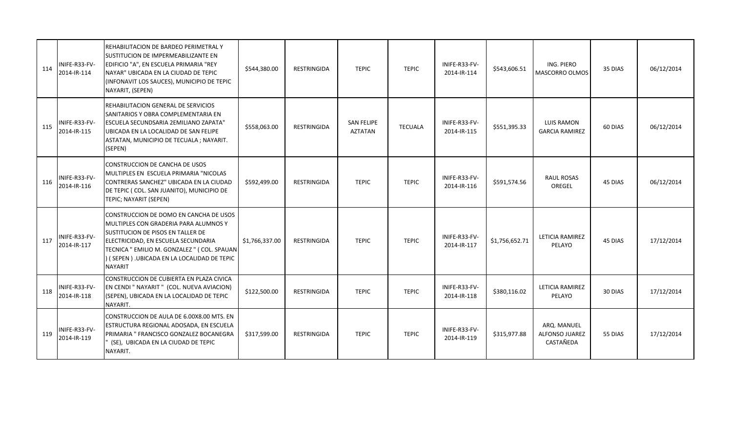| | | | | | | | | | | | |
|---|---|---|---|---|---|---|---|---|---|---|---|
| 114 | INIFE-R33-FV-2014-IR-114 | REHABILITACION DE BARDEO PERIMETRAL Y SUSTITUCION DE IMPERMEABILIZANTE EN EDIFICIO "A", EN ESCUELA PRIMARIA "REY NAYAR" UBICADA EN LA CIUDAD DE TEPIC (INFONAVIT LOS SAUCES), MUNICIPIO DE TEPIC NAYARIT, (SEPEN) | $544,380.00 | RESTRINGIDA | TEPIC | TEPIC | INIFE-R33-FV-2014-IR-114 | $543,606.51 | ING. PIERO MASCORRO OLMOS | 35 DIAS | 06/12/2014 |
| 115 | INIFE-R33-FV-2014-IR-115 | REHABILITACION GENERAL DE SERVICIOS SANITARIOS Y OBRA COMPLEMENTARIA EN ESCUELA SECUNDSARIA 2EMILIANO ZAPATA" UBICADA EN LA LOCALIDAD DE SAN FELIPE ASTATAN, MUNICIPIO DE TECUALA ; NAYARIT. (SEPEN) | $558,063.00 | RESTRINGIDA | SAN FELIPE AZTATAN | TECUALA | INIFE-R33-FV-2014-IR-115 | $551,395.33 | LUIS RAMON GARCIA RAMIREZ | 60 DIAS | 06/12/2014 |
| 116 | INIFE-R33-FV-2014-IR-116 | CONSTRUCCION DE CANCHA DE USOS MULTIPLES EN ESCUELA PRIMARIA "NICOLAS CONTRERAS SANCHEZ" UBICADA EN LA CIUDAD DE TEPIC ( COL. SAN JUANITO), MUNICIPIO DE TEPIC; NAYARIT (SEPEN) | $592,499.00 | RESTRINGIDA | TEPIC | TEPIC | INIFE-R33-FV-2014-IR-116 | $591,574.56 | RAUL ROSAS OREGEL | 45 DIAS | 06/12/2014 |
| 117 | INIFE-R33-FV-2014-IR-117 | CONSTRUCCION DE DOMO EN CANCHA DE USOS MULTIPLES CON GRADERIA PARA ALUMNOS Y SUSTITUCION DE PISOS EN TALLER DE ELECTRICIDAD, EN ESCUELA SECUNDARIA TECNICA " EMILIO M. GONZALEZ " ( COL. SPAUAN ) ( SEPEN ) .UBICADA EN LA LOCALIDAD DE TEPIC NAYARIT | $1,766,337.00 | RESTRINGIDA | TEPIC | TEPIC | INIFE-R33-FV-2014-IR-117 | $1,756,652.71 | LETICIA RAMIREZ PELAYO | 45 DIAS | 17/12/2014 |
| 118 | INIFE-R33-FV-2014-IR-118 | CONSTRUCCION DE CUBIERTA EN PLAZA CIVICA EN CENDI " NAYARIT " (COL. NUEVA AVIACION) (SEPEN), UBICADA EN LA LOCALIDAD DE TEPIC NAYARIT. | $122,500.00 | RESTRINGIDA | TEPIC | TEPIC | INIFE-R33-FV-2014-IR-118 | $380,116.02 | LETICIA RAMIREZ PELAYO | 30 DIAS | 17/12/2014 |
| 119 | INIFE-R33-FV-2014-IR-119 | CONSTRUCCION DE AULA DE 6.00X8.00 MTS. EN ESTRUCTURA REGIONAL ADOSADA, EN ESCUELA PRIMARIA " FRANCISCO GONZALEZ BOCANEGRA " (SE), UBICADA EN LA CIUDAD DE TEPIC NAYARIT. | $317,599.00 | RESTRINGIDA | TEPIC | TEPIC | INIFE-R33-FV-2014-IR-119 | $315,977.88 | ARQ. MANUEL ALFONSO JUAREZ CASTAÑEDA | 55 DIAS | 17/12/2014 |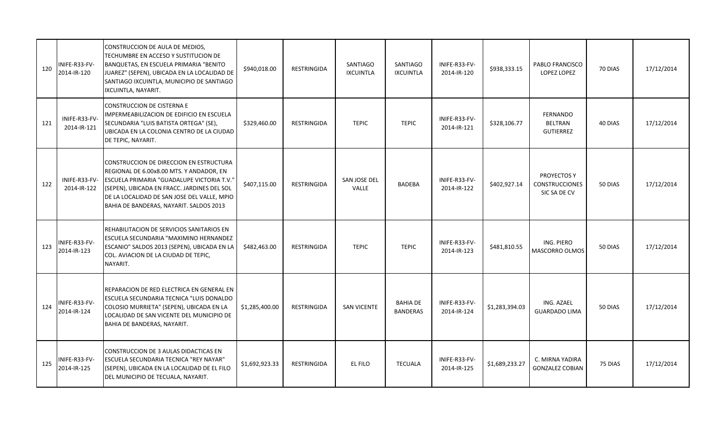| 120 | INIFE-R33-FV-2014-IR-120 | CONSTRUCCION DE AULA DE MEDIOS, TECHUMBRE EN ACCESO Y SUSTITUCION DE BANQUETAS, EN ESCUELA PRIMARIA "BENITO JUAREZ" (SEPEN), UBICADA EN LA LOCALIDAD DE SANTIAGO IXCUINTLA, MUNICIPIO DE SANTIAGO IXCUINTLA, NAYARIT. | $940,018.00 | RESTRINGIDA | SANTIAGO IXCUINTLA | SANTIAGO IXCUINTLA | INIFE-R33-FV-2014-IR-120 | $938,333.15 | PABLO FRANCISCO LOPEZ LOPEZ | 70 DIAS | 17/12/2014 |
|---|---|---|---|---|---|---|---|---|---|---|---|
| 121 | INIFE-R33-FV-2014-IR-121 | CONSTRUCCION DE CISTERNA E IMPERMEABILIZACION DE EDIFICIO EN ESCUELA SECUNDARIA "LUIS BATISTA ORTEGA" (SE), UBICADA EN LA COLONIA CENTRO DE LA CIUDAD DE TEPIC, NAYARIT. | $329,460.00 | RESTRINGIDA | TEPIC | TEPIC | INIFE-R33-FV-2014-IR-121 | $328,106.77 | FERNANDO BELTRAN GUTIERREZ | 40 DIAS | 17/12/2014 |
| 122 | INIFE-R33-FV-2014-IR-122 | CONSTRUCCION DE DIRECCION EN ESTRUCTURA REGIONAL DE 6.00x8.00 MTS. Y ANDADOR, EN ESCUELA PRIMARIA "GUADALUPE VICTORIA T.V." (SEPEN), UBICADA EN FRACC. JARDINES DEL SOL DE LA LOCALIDAD DE SAN JOSE DEL VALLE, MPIO BAHIA DE BANDERAS, NAYARIT. SALDOS 2013 | $407,115.00 | RESTRINGIDA | SAN JOSE DEL VALLE | BADEBA | INIFE-R33-FV-2014-IR-122 | $402,927.14 | PROYECTOS Y CONSTRUCCIONES SIC SA DE CV | 50 DIAS | 17/12/2014 |
| 123 | INIFE-R33-FV-2014-IR-123 | REHABILITACION DE SERVICIOS SANITARIOS EN ESCUELA SECUNDARIA "MAXIMINO HERNANDEZ ESCANIO" SALDOS 2013 (SEPEN), UBICADA EN LA COL. AVIACION DE LA CIUDAD DE TEPIC, NAYARIT. | $482,463.00 | RESTRINGIDA | TEPIC | TEPIC | INIFE-R33-FV-2014-IR-123 | $481,810.55 | ING. PIERO MASCORRO OLMOS | 50 DIAS | 17/12/2014 |
| 124 | INIFE-R33-FV-2014-IR-124 | REPARACION DE RED ELECTRICA EN GENERAL EN ESCUELA SECUNDARIA TECNICA "LUIS DONALDO COLOSIO MURRIETA" (SEPEN), UBICADA EN LA LOCALIDAD DE SAN VICENTE DEL MUNICIPIO DE BAHIA DE BANDERAS, NAYARIT. | $1,285,400.00 | RESTRINGIDA | SAN VICENTE | BAHIA DE BANDERAS | INIFE-R33-FV-2014-IR-124 | $1,283,394.03 | ING. AZAEL GUARDADO LIMA | 50 DIAS | 17/12/2014 |
| 125 | INIFE-R33-FV-2014-IR-125 | CONSTRUCCION DE 3 AULAS DIDACTICAS EN ESCUELA SECUNDARIA TECNICA "REY NAYAR" (SEPEN), UBICADA EN LA LOCALIDAD DE EL FILO DEL MUNICIPIO DE TECUALA, NAYARIT. | $1,692,923.33 | RESTRINGIDA | EL FILO | TECUALA | INIFE-R33-FV-2014-IR-125 | $1,689,233.27 | C. MIRNA YADIRA GONZALEZ COBIAN | 75 DIAS | 17/12/2014 |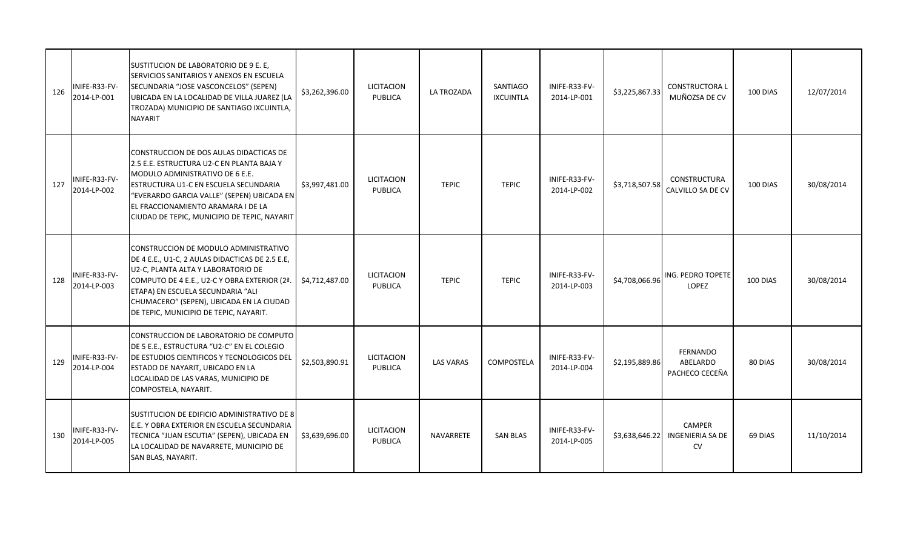| 126 | INIFE-R33-FV-2014-LP-001 | SUSTITUCION DE LABORATORIO DE 9 E. E, SERVICIOS SANITARIOS Y ANEXOS EN ESCUELA SECUNDARIA "JOSE VASCONCELOS" (SEPEN) UBICADA EN LA LOCALIDAD DE VILLA JUAREZ (LA TROZADA) MUNICIPIO DE SANTIAGO IXCUINTLA, NAYARIT | $3,262,396.00 | LICITACION PUBLICA | LA TROZADA | SANTIAGO IXCUINTLA | INIFE-R33-FV-2014-LP-001 | $3,225,867.33 | CONSTRUCTORA L MUÑOZSA DE CV | 100 DIAS | 12/07/2014 |
|---|---|---|---|---|---|---|---|---|---|---|---|
| 127 | INIFE-R33-FV-2014-LP-002 | CONSTRUCCION DE DOS AULAS DIDACTICAS DE 2.5 E.E. ESTRUCTURA U2-C EN PLANTA BAJA Y MODULO ADMINISTRATIVO DE 6 E.E. ESTRUCTURA U1-C EN ESCUELA SECUNDARIA "EVERARDO GARCIA VALLE" (SEPEN) UBICADA EN EL FRACCIONAMIENTO ARAMARA I DE LA CIUDAD DE TEPIC, MUNICIPIO DE TEPIC, NAYARIT | $3,997,481.00 | LICITACION PUBLICA | TEPIC | TEPIC | INIFE-R33-FV-2014-LP-002 | $3,718,507.58 | CONSTRUCTURA CALVILLO SA DE CV | 100 DIAS | 30/08/2014 |
| 128 | INIFE-R33-FV-2014-LP-003 | CONSTRUCCION DE MODULO ADMINISTRATIVO DE 4 E.E., U1-C, 2 AULAS DIDACTICAS DE 2.5 E.E, U2-C, PLANTA ALTA Y LABORATORIO DE COMPUTO DE 4 E.E., U2-C Y OBRA EXTERIOR (2ª. ETAPA) EN ESCUELA SECUNDARIA "ALI CHUMACERO" (SEPEN), UBICADA EN LA CIUDAD DE TEPIC, MUNICIPIO DE TEPIC, NAYARIT. | $4,712,487.00 | LICITACION PUBLICA | TEPIC | TEPIC | INIFE-R33-FV-2014-LP-003 | $4,708,066.96 | ING. PEDRO TOPETE LOPEZ | 100 DIAS | 30/08/2014 |
| 129 | INIFE-R33-FV-2014-LP-004 | CONSTRUCCION DE LABORATORIO DE COMPUTO DE 5 E.E., ESTRUCTURA "U2-C" EN EL COLEGIO DE ESTUDIOS CIENTIFICOS Y TECNOLOGICOS DEL ESTADO DE NAYARIT, UBICADO EN LA LOCALIDAD DE LAS VARAS, MUNICIPIO DE COMPOSTELA, NAYARIT. | $2,503,890.91 | LICITACION PUBLICA | LAS VARAS | COMPOSTELA | INIFE-R33-FV-2014-LP-004 | $2,195,889.86 | FERNANDO ABELARDO PACHECO CECEÑA | 80 DIAS | 30/08/2014 |
| 130 | INIFE-R33-FV-2014-LP-005 | SUSTITUCION DE EDIFICIO ADMINISTRATIVO DE 8 E.E. Y OBRA EXTERIOR EN ESCUELA SECUNDARIA TECNICA "JUAN ESCUTIA" (SEPEN), UBICADA EN LA LOCALIDAD DE NAVARRETE, MUNICIPIO DE SAN BLAS, NAYARIT. | $3,639,696.00 | LICITACION PUBLICA | NAVARRETE | SAN BLAS | INIFE-R33-FV-2014-LP-005 | $3,638,646.22 | CAMPER INGENIERIA SA DE CV | 69 DIAS | 11/10/2014 |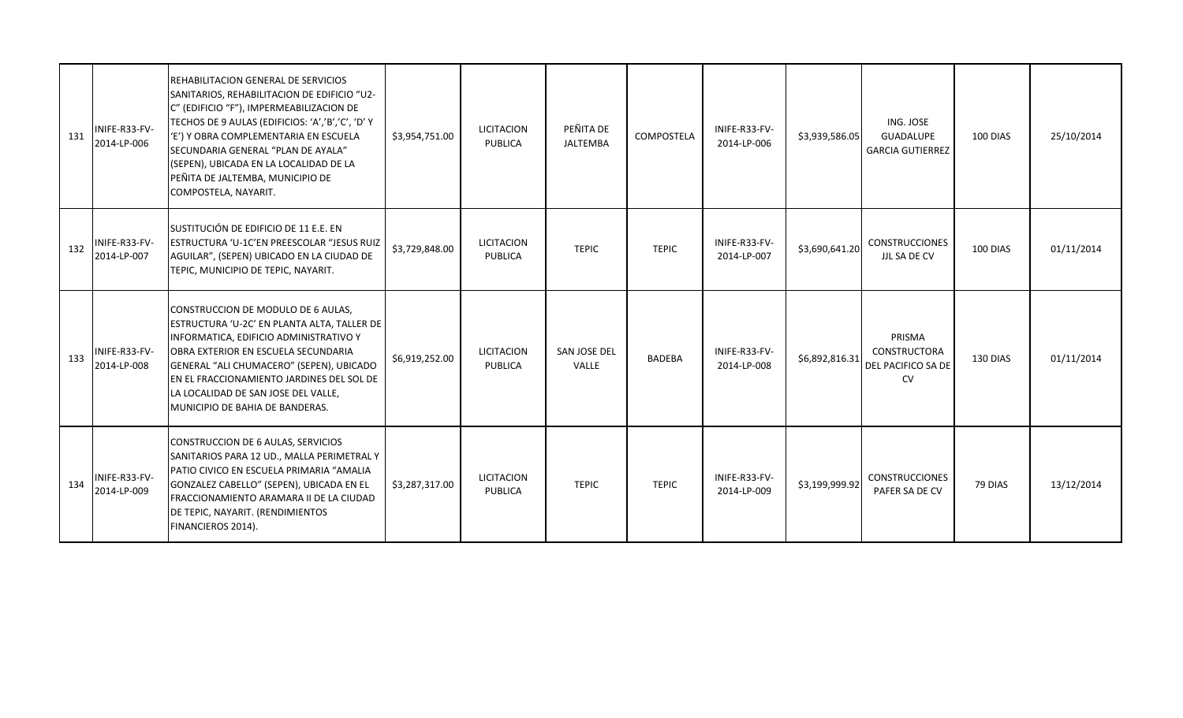| | | | | | | | | | | | |
|---|---|---|---|---|---|---|---|---|---|---|---|
| 131 | INIFE-R33-FV-2014-LP-006 | REHABILITACION GENERAL DE SERVICIOS SANITARIOS, REHABILITACION DE EDIFICIO "U2-C" (EDIFICIO "F"), IMPERMEABILIZACION DE TECHOS DE 9 AULAS (EDIFICIOS: 'A','B','C', 'D' Y 'E') Y OBRA COMPLEMENTARIA EN ESCUELA SECUNDARIA GENERAL "PLAN DE AYALA" (SEPEN), UBICADA EN LA LOCALIDAD DE LA PEÑITA DE JALTEMBA, MUNICIPIO DE COMPOSTELA, NAYARIT. | $3,954,751.00 | LICITACION PUBLICA | PEÑITA DE JALTEMBA | COMPOSTELA | INIFE-R33-FV-2014-LP-006 | $3,939,586.05 | ING. JOSE GUADALUPE GARCIA GUTIERREZ | 100 DIAS | 25/10/2014 |
| 132 | INIFE-R33-FV-2014-LP-007 | SUSTITUCIÓN DE EDIFICIO DE 11 E.E. EN ESTRUCTURA 'U-1C'EN PREESCOLAR "JESUS RUIZ AGUILAR", (SEPEN) UBICADO EN LA CIUDAD DE TEPIC, MUNICIPIO DE TEPIC, NAYARIT. | $3,729,848.00 | LICITACION PUBLICA | TEPIC | TEPIC | INIFE-R33-FV-2014-LP-007 | $3,690,641.20 | CONSTRUCCIONES JJL SA DE CV | 100 DIAS | 01/11/2014 |
| 133 | INIFE-R33-FV-2014-LP-008 | CONSTRUCCION DE MODULO DE 6 AULAS, ESTRUCTURA 'U-2C' EN PLANTA ALTA, TALLER DE INFORMATICA, EDIFICIO ADMINISTRATIVO Y OBRA EXTERIOR EN ESCUELA SECUNDARIA GENERAL "ALI CHUMACERO" (SEPEN), UBICADO EN EL FRACCIONAMIENTO JARDINES DEL SOL DE LA LOCALIDAD DE SAN JOSE DEL VALLE, MUNICIPIO DE BAHIA DE BANDERAS. | $6,919,252.00 | LICITACION PUBLICA | SAN JOSE DEL VALLE | BADEBA | INIFE-R33-FV-2014-LP-008 | $6,892,816.31 | PRISMA CONSTRUCTORA DEL PACIFICO SA DE CV | 130 DIAS | 01/11/2014 |
| 134 | INIFE-R33-FV-2014-LP-009 | CONSTRUCCION DE 6 AULAS, SERVICIOS SANITARIOS PARA 12 UD., MALLA PERIMETRAL Y PATIO CIVICO EN ESCUELA PRIMARIA "AMALIA GONZALEZ CABELLO" (SEPEN), UBICADA EN EL FRACCIONAMIENTO ARAMARA II DE LA CIUDAD DE TEPIC, NAYARIT. (RENDIMIENTOS FINANCIEROS 2014). | $3,287,317.00 | LICITACION PUBLICA | TEPIC | TEPIC | INIFE-R33-FV-2014-LP-009 | $3,199,999.92 | CONSTRUCCIONES PAFER SA DE CV | 79 DIAS | 13/12/2014 |